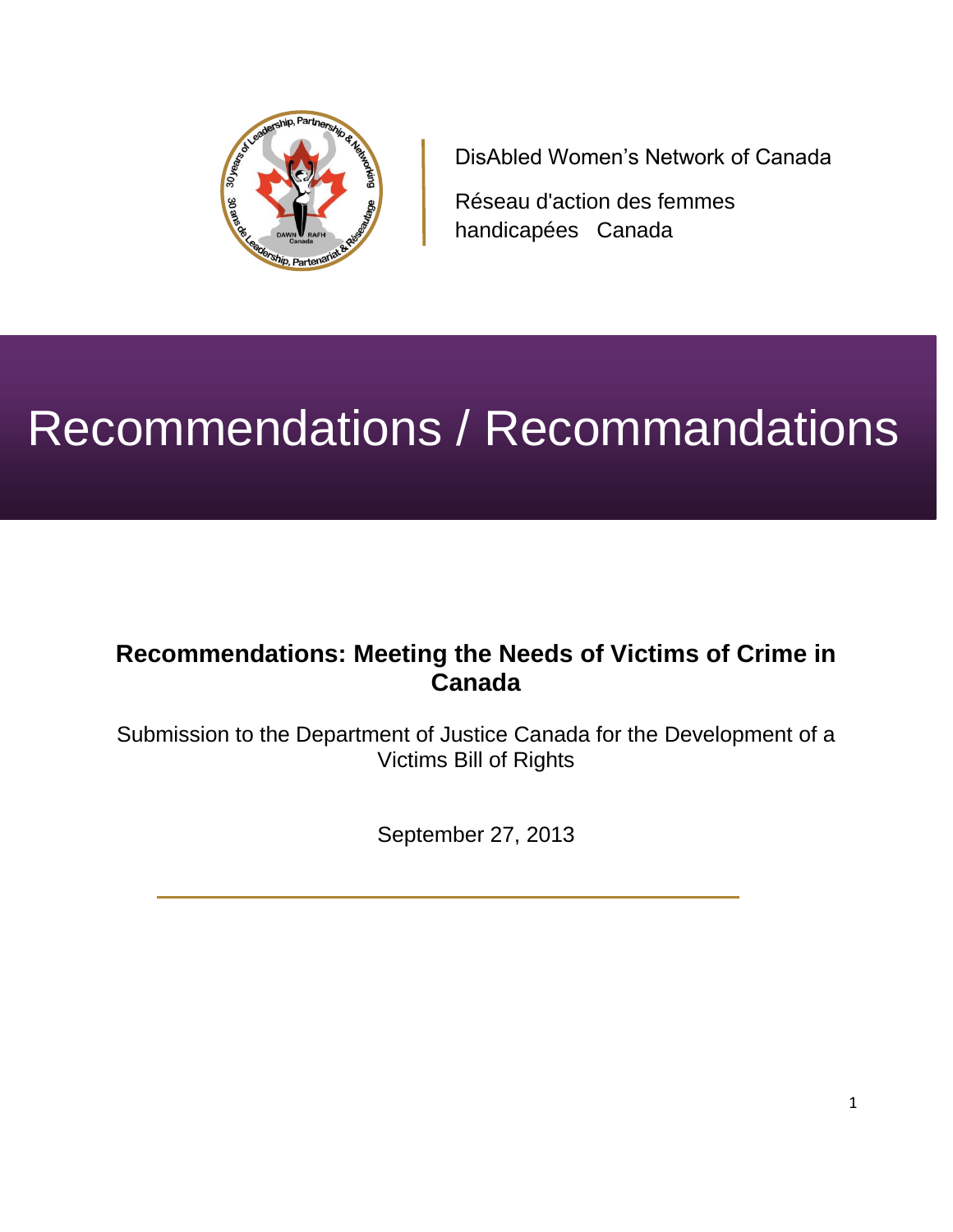DisAbled Women's Network of Canada

Réseau d'action des femmes handicapées Canada

# Recommendations / Recommandations

## Recommendations: Meeting the Needs of Victims of Crime in Canada

Submission to the Department of Justice Canada for the Development of a Victims Bill of Rights

September 27, 2013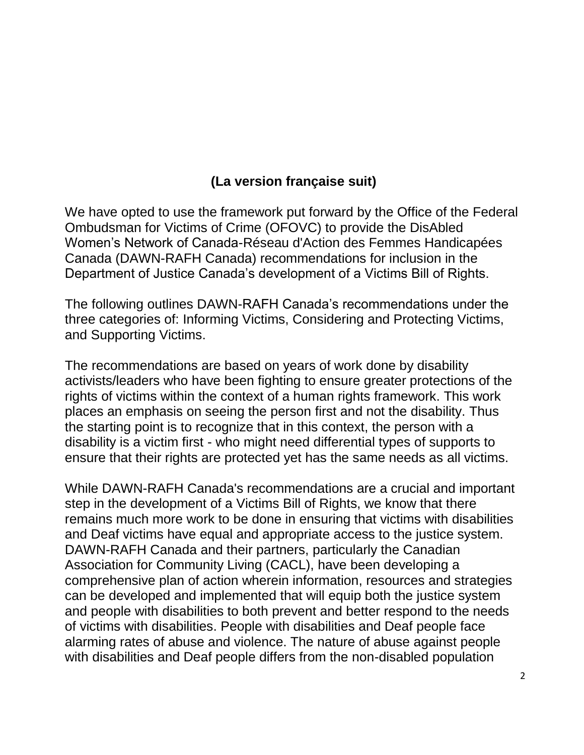**(La version française suit)**

We have opted to use the framework put forward by the Office of the Federal Ombudsman for Victims of Crime (OFOVC) to provide the DisAbled Women's Network of Canada-Réseau d'Action des Femmes Handicapées Canada (DAWN-RAFH Canada) recommendations for inclusion in the Department of Justice Canada's development of a Victims Bill of Rights.

The following outlines DAWN-RAFH Canada's recommendations under the three categories of: Informing Victims, Considering and Protecting Victims, and Supporting Victims.

The recommendations are based on years of work done by disability activists/leaders who have been fighting to ensure greater protections of the rights of victims within the context of a human rights framework. This work places an emphasis on seeing the person first and not the disability. Thus the starting point is to recognize that in this context, the person with a disability is a victim first - who might need differential types of supports to ensure that their rights are protected yet has the same needs as all victims.

While DAWN-RAFH Canada's recommendations are a crucial and important step in the development of a Victims Bill of Rights, we know that there remains much more work to be done in ensuring that victims with disabilities and Deaf victims have equal and appropriate access to the justice system. DAWN-RAFH Canada and their partners, particularly the Canadian Association for Community Living (CACL), have been developing a comprehensive plan of action wherein information, resources and strategies can be developed and implemented that will equip both the justice system and people with disabilities to both prevent and better respond to the needs of victims with disabilities. People with disabilities and Deaf people face alarming rates of abuse and violence. The nature of abuse against people with disabilities and Deaf people differs from the non-disabled population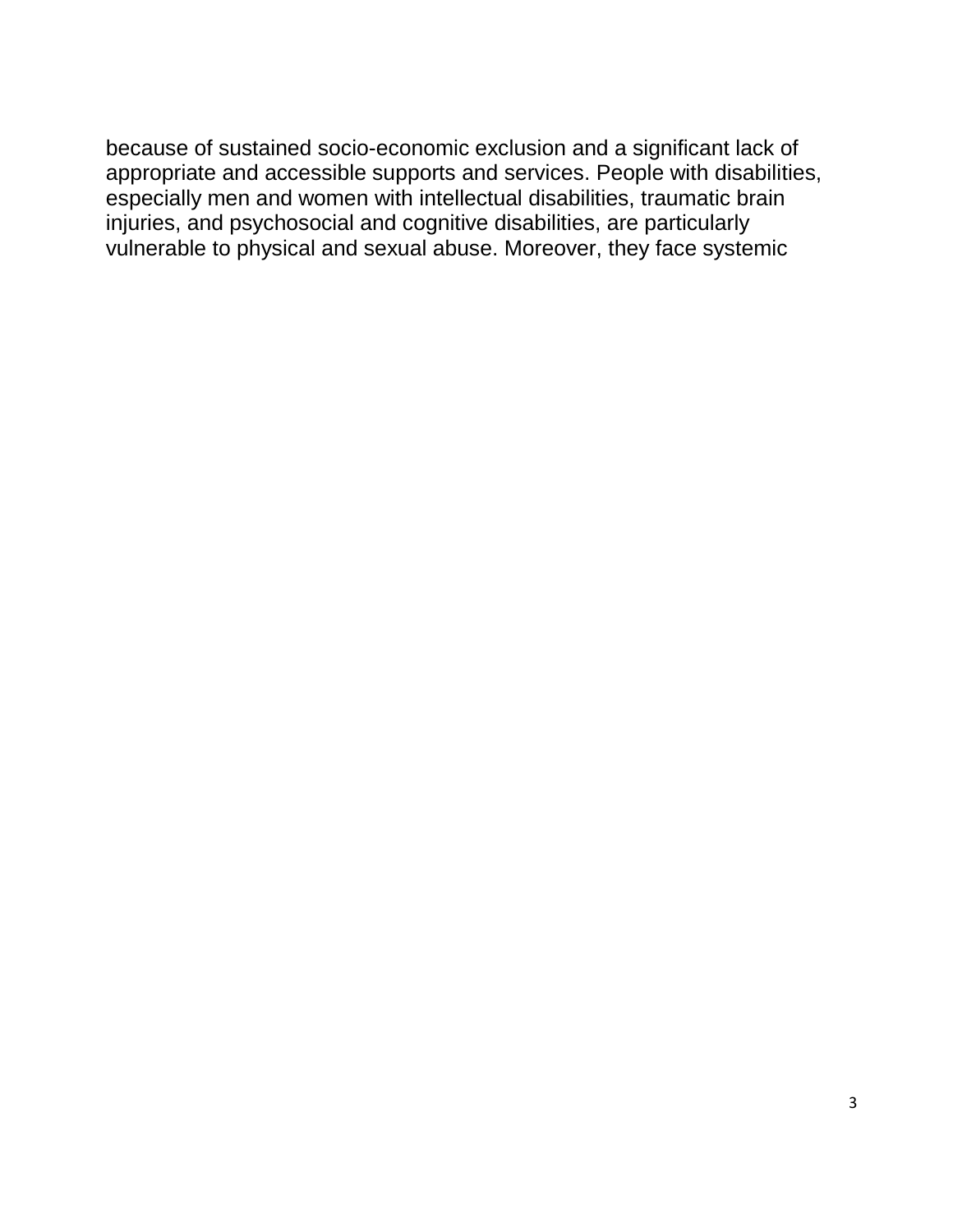because of sustained socio-economic exclusion and a significant lack of appropriate and accessible supports and services. People with disabilities, especially men and women with intellectual disabilities, traumatic brain injuries, and psychosocial and cognitive disabilities, are particularly vulnerable to physical and sexual abuse. Moreover, they face systemic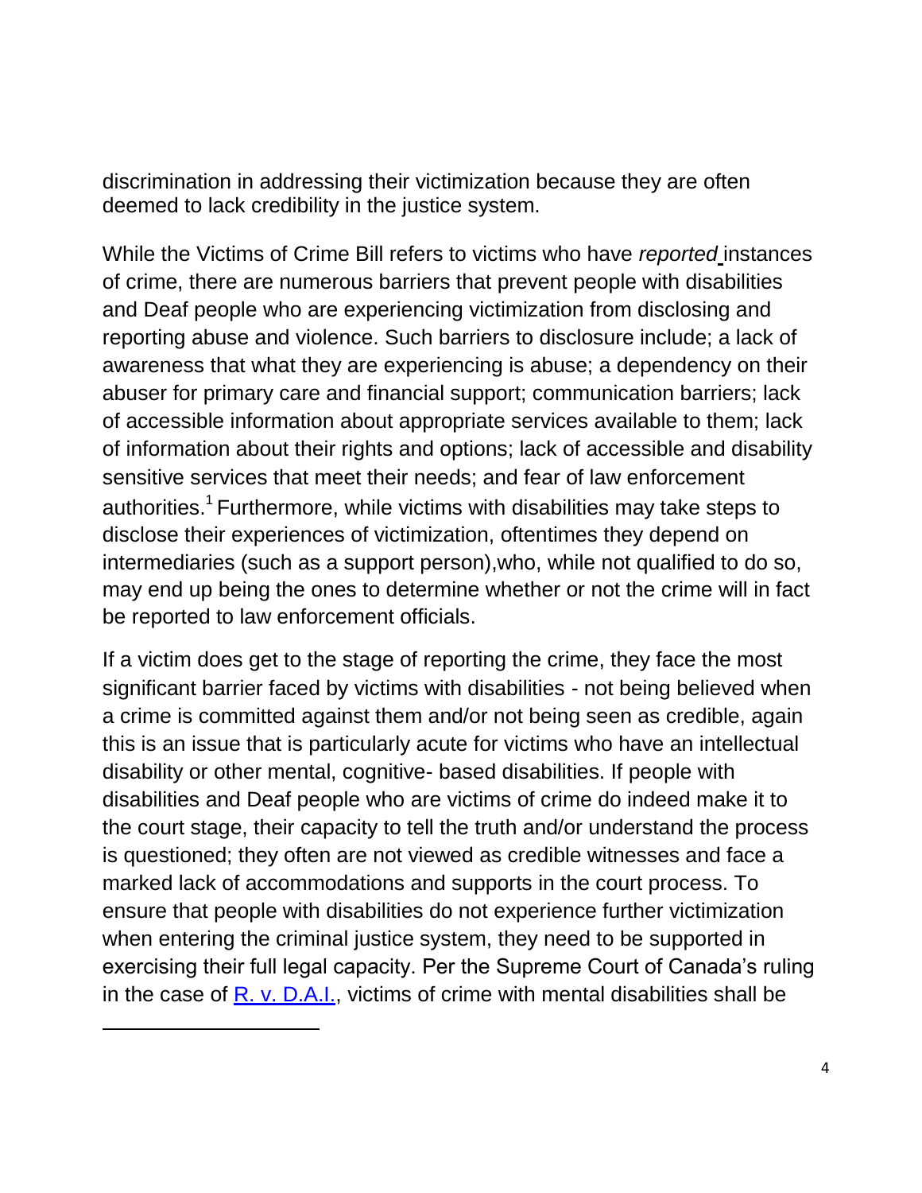discrimination in addressing their victimization because they are often deemed to lack credibility in the justice system.

While the Victims of Crime Bill refers to victims who have *reported* instances of crime, there are numerous barriers that prevent people with disabilities and Deaf people who are experiencing victimization from disclosing and reporting abuse and violence. Such barriers to disclosure include; a lack of awareness that what they are experiencing is abuse; a dependency on their abuser for primary care and financial support; communication barriers; lack of accessible information about appropriate services available to them; lack of information about their rights and options; lack of accessible and disability sensitive services that meet their needs; and fear of law enforcement authorities.[1] Furthermore, while victims with disabilities may take steps to disclose their experiences of victimization, oftentimes they depend on intermediaries (such as a support person),who, while not qualified to do so, may end up being the ones to determine whether or not the crime will in fact be reported to law enforcement officials.

If a victim does get to the stage of reporting the crime, they face the most significant barrier faced by victims with disabilities - not being believed when a crime is committed against them and/or not being seen as credible, again this is an issue that is particularly acute for victims who have an intellectual disability or other mental, cognitive- based disabilities. If people with disabilities and Deaf people who are victims of crime do indeed make it to the court stage, their capacity to tell the truth and/or understand the process is questioned; they often are not viewed as credible witnesses and face a marked lack of accommodations and supports in the court process. To ensure that people with disabilities do not experience further victimization when entering the criminal justice system, they need to be supported in exercising their full legal capacity. Per the Supreme Court of Canada's ruling in the case of [R. v. D.A.I.](), victims of crime with mental disabilities shall be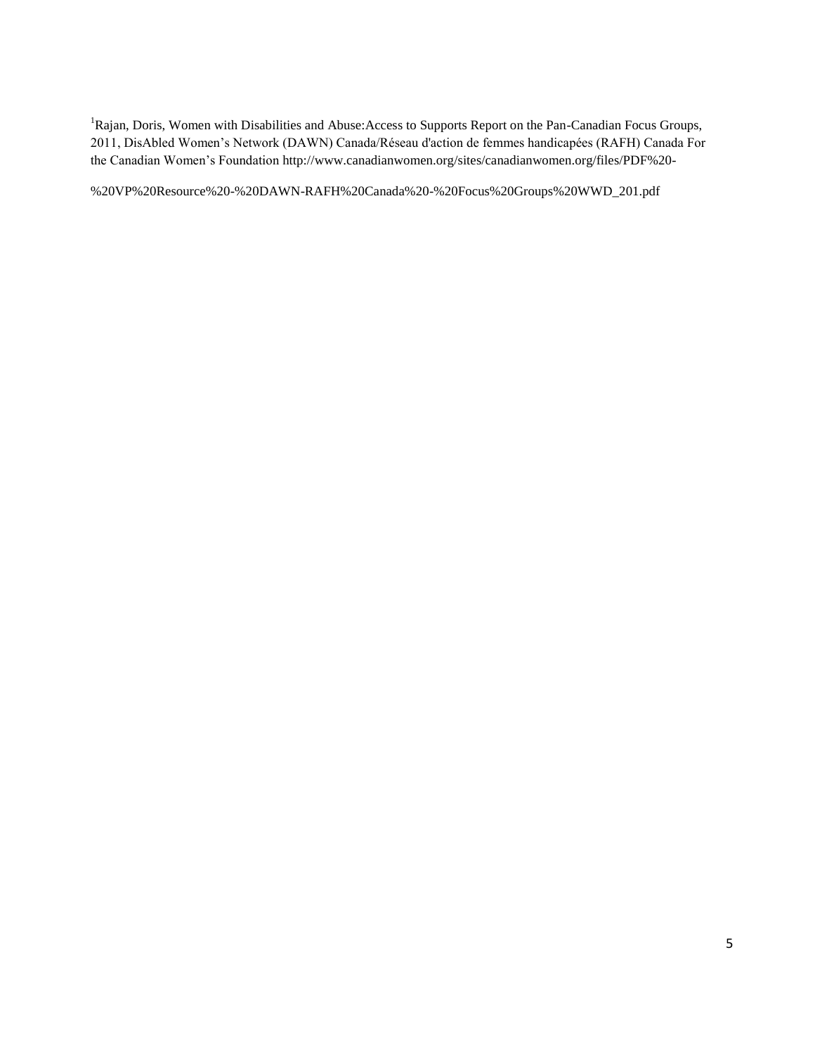[1]Rajan, Doris, Women with Disabilities and Abuse:Access to Supports Report on the Pan-Canadian Focus Groups, 2011, DisAbled Women's Network (DAWN) Canada/Réseau d'action de femmes handicapées (RAFH) Canada For the Canadian Women's Foundation http://www.canadianwomen.org/sites/canadianwomen.org/files/PDF%20-

%20VP%20Resource%20-%20DAWN-RAFH%20Canada%20-%20Focus%20Groups%20WWD_201.pdf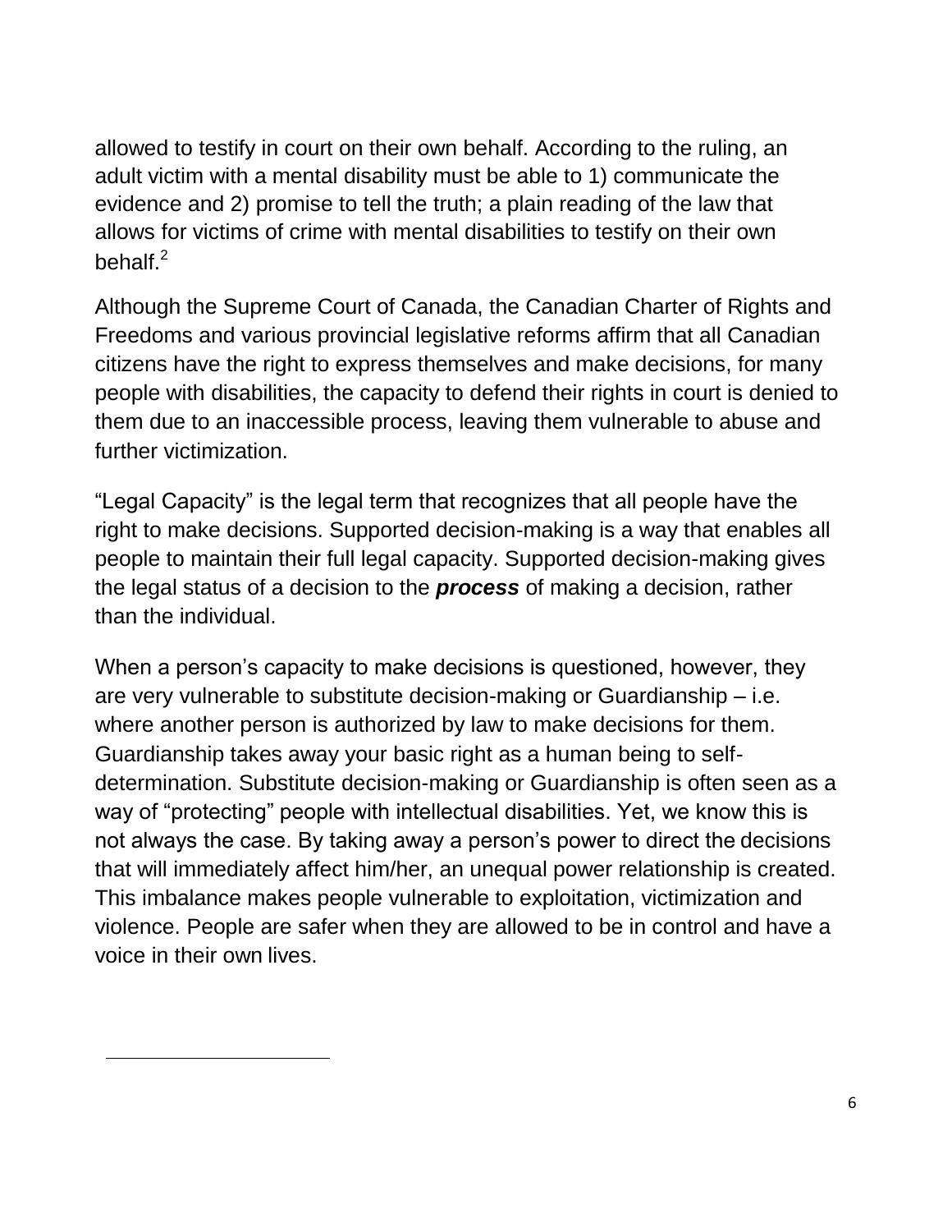allowed to testify in court on their own behalf. According to the ruling, an adult victim with a mental disability must be able to 1) communicate the evidence and 2) promise to tell the truth; a plain reading of the law that allows for victims of crime with mental disabilities to testify on their own behalf.[2]

Although the Supreme Court of Canada, the Canadian Charter of Rights and Freedoms and various provincial legislative reforms affirm that all Canadian citizens have the right to express themselves and make decisions, for many people with disabilities, the capacity to defend their rights in court is denied to them due to an inaccessible process, leaving them vulnerable to abuse and further victimization.

"Legal Capacity" is the legal term that recognizes that all people have the right to make decisions. Supported decision-making is a way that enables all people to maintain their full legal capacity. Supported decision-making gives the legal status of a decision to the ***process*** of making a decision, rather than the individual.

When a person's capacity to make decisions is questioned, however, they are very vulnerable to substitute decision-making or Guardianship – i.e. where another person is authorized by law to make decisions for them. Guardianship takes away your basic right as a human being to self-determination. Substitute decision-making or Guardianship is often seen as a way of "protecting" people with intellectual disabilities. Yet, we know this is not always the case. By taking away a person's power to direct the decisions that will immediately affect him/her, an unequal power relationship is created. This imbalance makes people vulnerable to exploitation, victimization and violence. People are safer when they are allowed to be in control and have a voice in their own lives.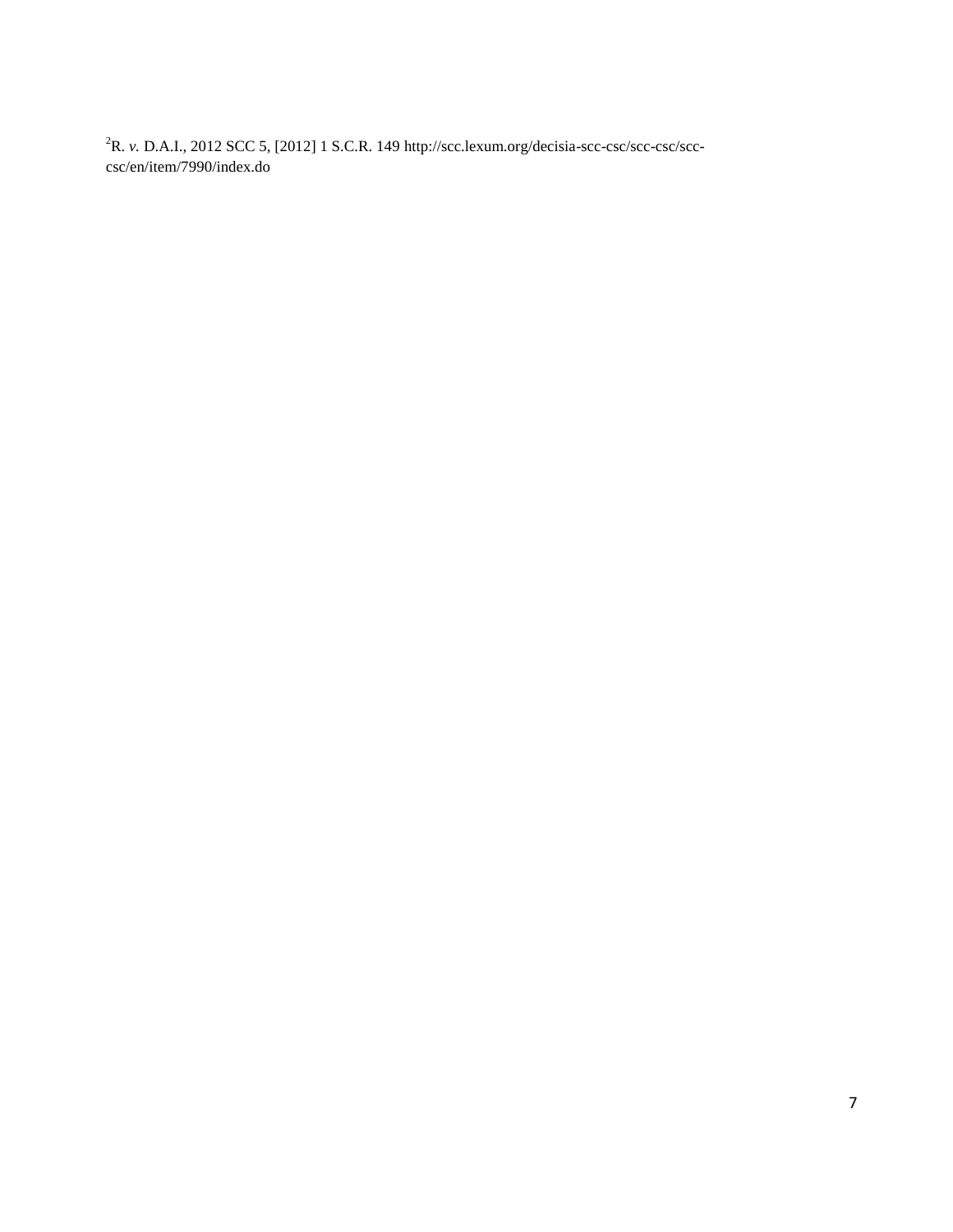[2]R. *v.* D.A.I., 2012 SCC 5, [2012] 1 S.C.R. 149 http://scc.lexum.org/decisia-scc-csc/scc-csc/scc-csc/en/item/7990/index.do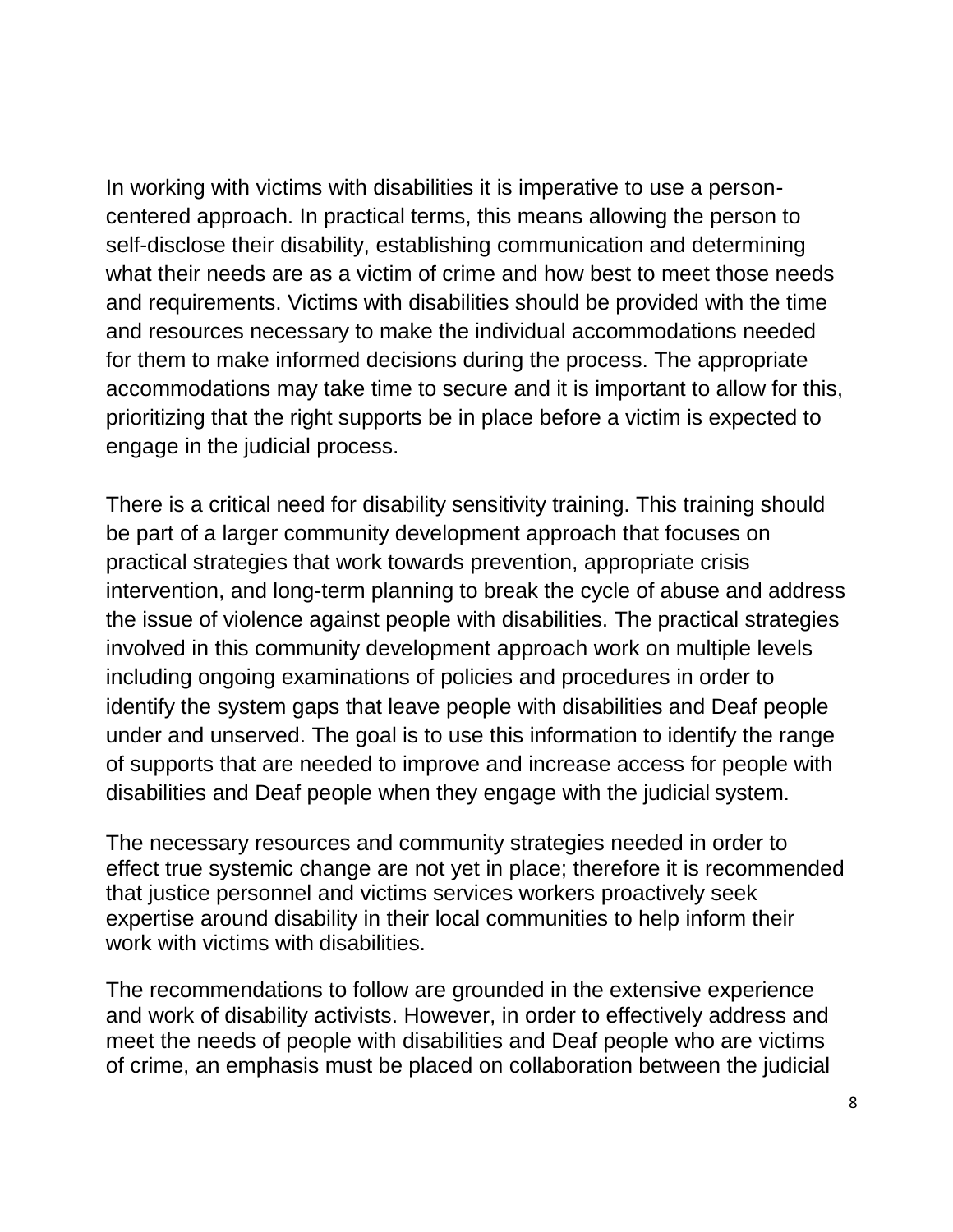In working with victims with disabilities it is imperative to use a person-centered approach. In practical terms, this means allowing the person to self-disclose their disability, establishing communication and determining what their needs are as a victim of crime and how best to meet those needs and requirements. Victims with disabilities should be provided with the time and resources necessary to make the individual accommodations needed for them to make informed decisions during the process. The appropriate accommodations may take time to secure and it is important to allow for this, prioritizing that the right supports be in place before a victim is expected to engage in the judicial process.

There is a critical need for disability sensitivity training. This training should be part of a larger community development approach that focuses on practical strategies that work towards prevention, appropriate crisis intervention, and long-term planning to break the cycle of abuse and address the issue of violence against people with disabilities. The practical strategies involved in this community development approach work on multiple levels including ongoing examinations of policies and procedures in order to identify the system gaps that leave people with disabilities and Deaf people under and unserved. The goal is to use this information to identify the range of supports that are needed to improve and increase access for people with disabilities and Deaf people when they engage with the judicial system.

The necessary resources and community strategies needed in order to effect true systemic change are not yet in place; therefore it is recommended that justice personnel and victims services workers proactively seek expertise around disability in their local communities to help inform their work with victims with disabilities.

The recommendations to follow are grounded in the extensive experience and work of disability activists. However, in order to effectively address and meet the needs of people with disabilities and Deaf people who are victims of crime, an emphasis must be placed on collaboration between the judicial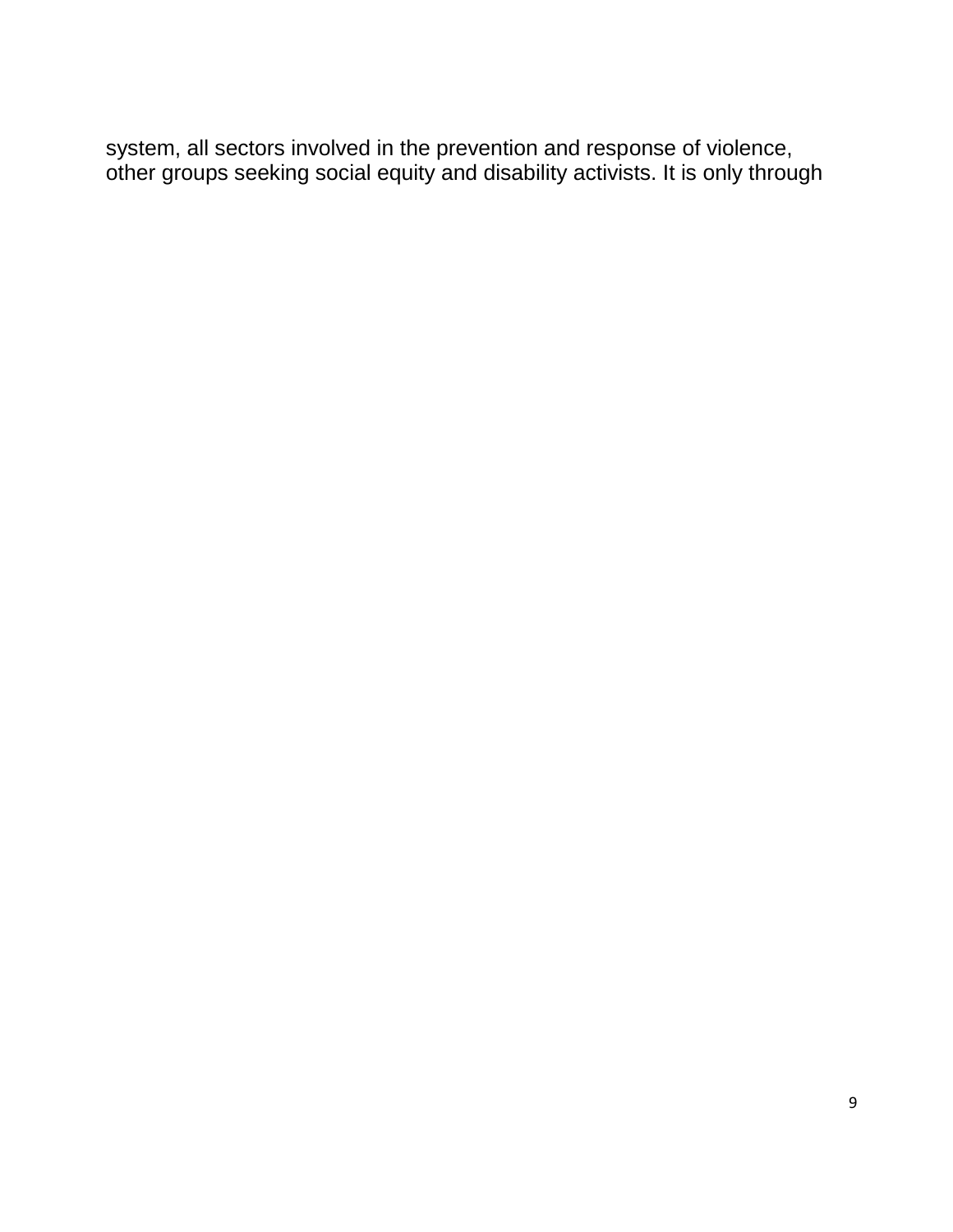system, all sectors involved in the prevention and response of violence, other groups seeking social equity and disability activists. It is only through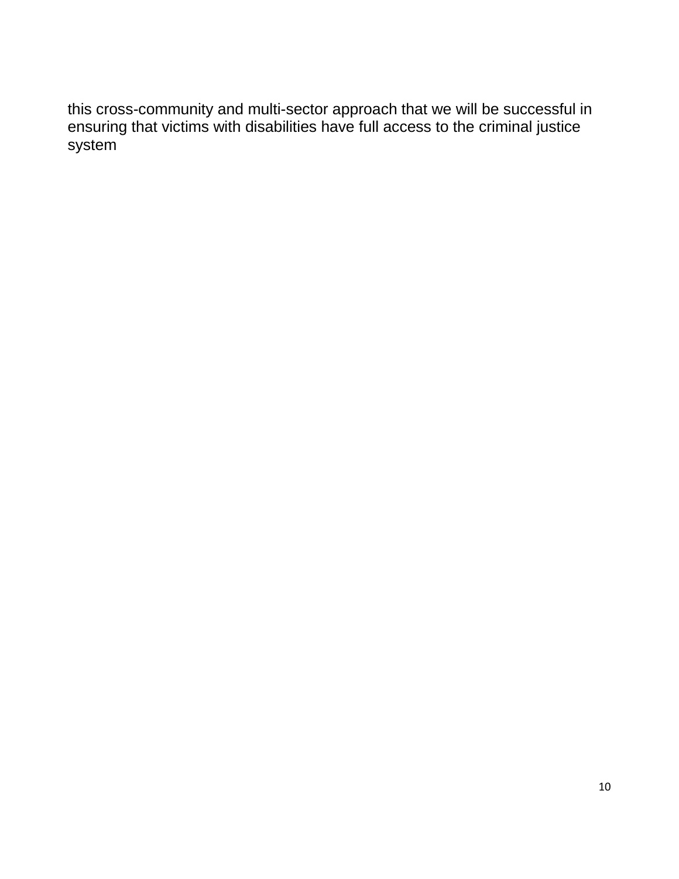this cross-community and multi-sector approach that we will be successful in ensuring that victims with disabilities have full access to the criminal justice system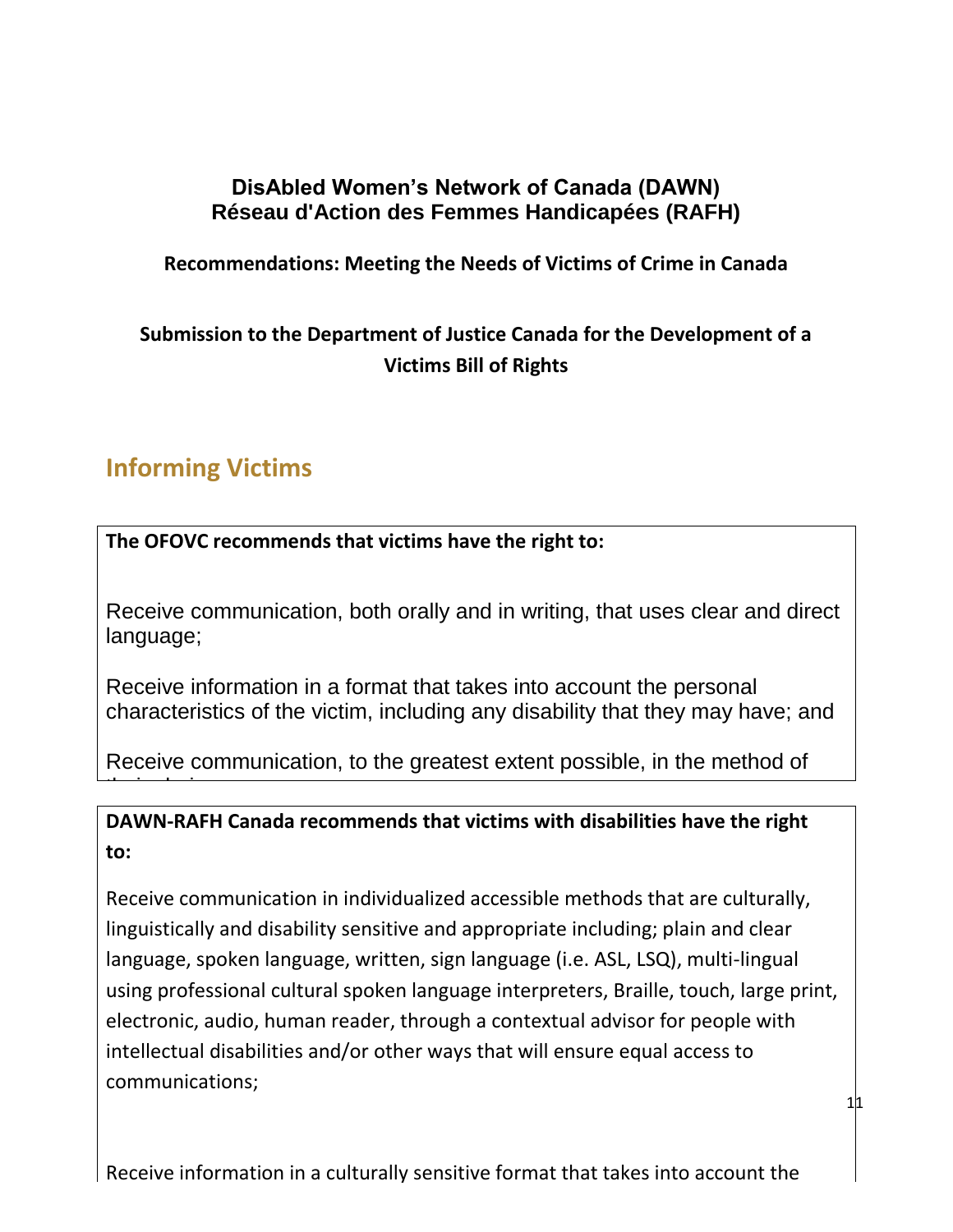**DisAbled Women's Network of Canada (DAWN)**
**Réseau d'Action des Femmes Handicapées (RAFH)**

**Recommendations: Meeting the Needs of Victims of Crime in Canada**

**Submission to the Department of Justice Canada for the Development of a Victims Bill of Rights**

## Informing Victims

**The OFOVC recommends that victims have the right to:**

Receive communication, both orally and in writing, that uses clear and direct language;

Receive information in a format that takes into account the personal characteristics of the victim, including any disability that they may have; and

Receive communication, to the greatest extent possible, in the method of their choice

**DAWN-RAFH Canada recommends that victims with disabilities have the right to:**

Receive communication in individualized accessible methods that are culturally, linguistically and disability sensitive and appropriate including; plain and clear language, spoken language, written, sign language (i.e. ASL, LSQ), multi-lingual using professional cultural spoken language interpreters, Braille, touch, large print, electronic, audio, human reader, through a contextual advisor for people with intellectual disabilities and/or other ways that will ensure equal access to communications;

Receive information in a culturally sensitive format that takes into account the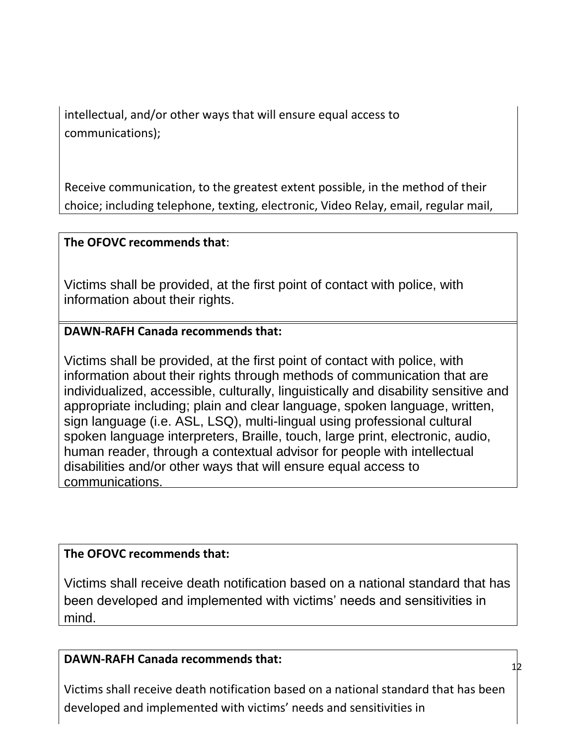intellectual, and/or other ways that will ensure equal access to communications);

Receive communication, to the greatest extent possible, in the method of their choice; including telephone, texting, electronic, Video Relay, email, regular mail,

**The OFOVC recommends that**:

Victims shall be provided, at the first point of contact with police, with information about their rights.

**DAWN-RAFH Canada recommends that:**

Victims shall be provided, at the first point of contact with police, with information about their rights through methods of communication that are individualized, accessible, culturally, linguistically and disability sensitive and appropriate including; plain and clear language, spoken language, written, sign language (i.e. ASL, LSQ), multi-lingual using professional cultural spoken language interpreters, Braille, touch, large print, electronic, audio, human reader, through a contextual advisor for people with intellectual disabilities and/or other ways that will ensure equal access to communications.

**The OFOVC recommends that:**

Victims shall receive death notification based on a national standard that has been developed and implemented with victims' needs and sensitivities in mind.

**DAWN-RAFH Canada recommends that:**

Victims shall receive death notification based on a national standard that has been developed and implemented with victims' needs and sensitivities in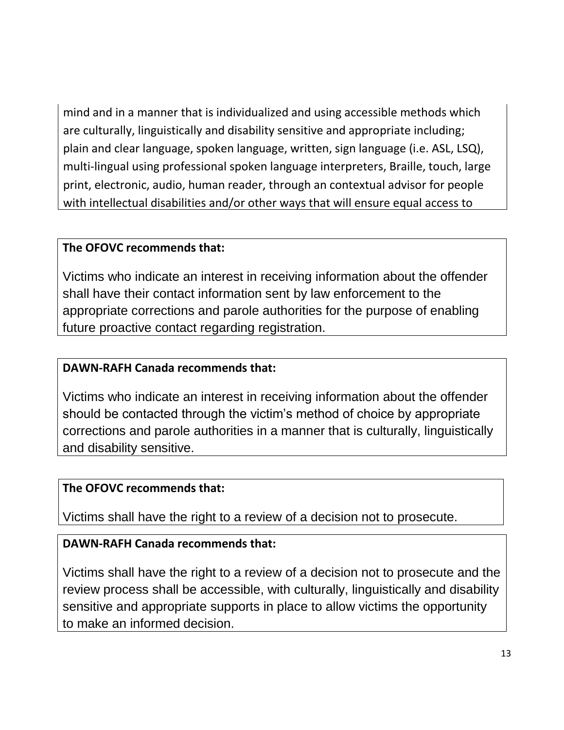mind and in a manner that is individualized and using accessible methods which are culturally, linguistically and disability sensitive and appropriate including; plain and clear language, spoken language, written, sign language (i.e. ASL, LSQ), multi-lingual using professional spoken language interpreters, Braille, touch, large print, electronic, audio, human reader, through an contextual advisor for people with intellectual disabilities and/or other ways that will ensure equal access to

**The OFOVC recommends that:**

Victims who indicate an interest in receiving information about the offender shall have their contact information sent by law enforcement to the appropriate corrections and parole authorities for the purpose of enabling future proactive contact regarding registration.

**DAWN-RAFH Canada recommends that:**

Victims who indicate an interest in receiving information about the offender should be contacted through the victim's method of choice by appropriate corrections and parole authorities in a manner that is culturally, linguistically and disability sensitive.

**The OFOVC recommends that:**

Victims shall have the right to a review of a decision not to prosecute.

**DAWN-RAFH Canada recommends that:**

Victims shall have the right to a review of a decision not to prosecute and the review process shall be accessible, with culturally, linguistically and disability sensitive and appropriate supports in place to allow victims the opportunity to make an informed decision.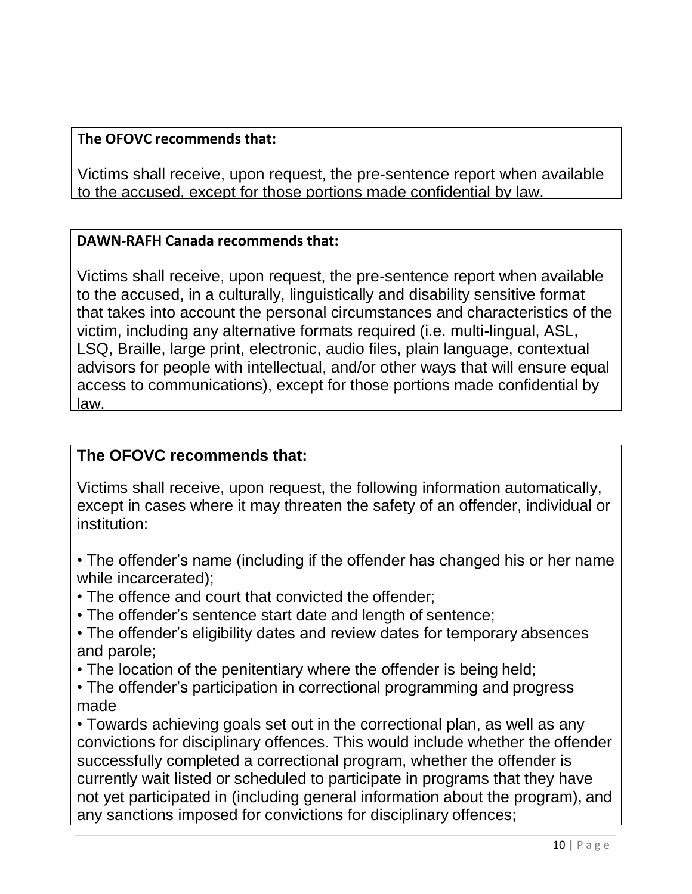**The OFOVC recommends that:**

Victims shall receive, upon request, the pre-sentence report when available to the accused, except for those portions made confidential by law.

**DAWN-RAFH Canada recommends that:**

Victims shall receive, upon request, the pre-sentence report when available to the accused, in a culturally, linguistically and disability sensitive format that takes into account the personal circumstances and characteristics of the victim, including any alternative formats required (i.e. multi-lingual, ASL, LSQ, Braille, large print, electronic, audio files, plain language, contextual advisors for people with intellectual, and/or other ways that will ensure equal access to communications), except for those portions made confidential by law.

**The OFOVC recommends that:**

Victims shall receive, upon request, the following information automatically, except in cases where it may threaten the safety of an offender, individual or institution:

- The offender's name (including if the offender has changed his or her name while incarcerated);
- The offence and court that convicted the offender;
- The offender's sentence start date and length of sentence;
- The offender's eligibility dates and review dates for temporary absences and parole;
- The location of the penitentiary where the offender is being held;
- The offender's participation in correctional programming and progress made
- Towards achieving goals set out in the correctional plan, as well as any convictions for disciplinary offences. This would include whether the offender successfully completed a correctional program, whether the offender is currently wait listed or scheduled to participate in programs that they have not yet participated in (including general information about the program), and any sanctions imposed for convictions for disciplinary offences;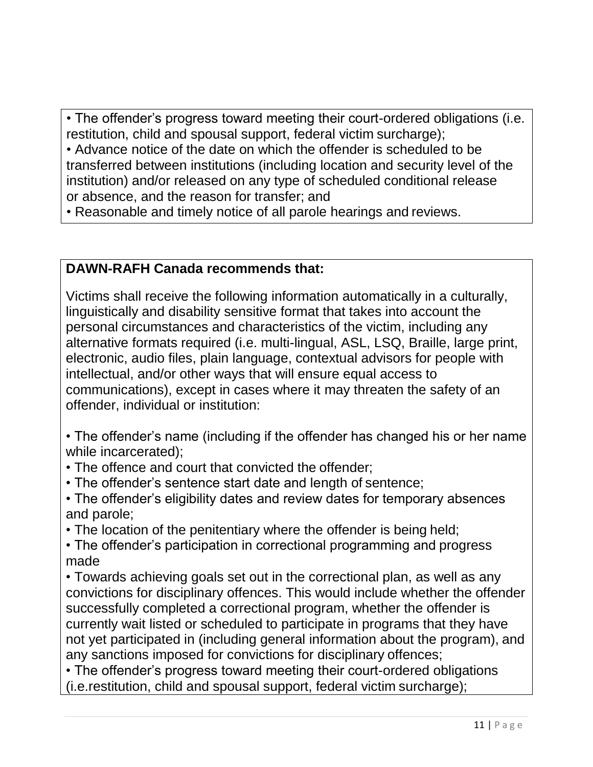- The offender's progress toward meeting their court-ordered obligations (i.e. restitution, child and spousal support, federal victim surcharge);
- Advance notice of the date on which the offender is scheduled to be transferred between institutions (including location and security level of the institution) and/or released on any type of scheduled conditional release or absence, and the reason for transfer; and
- Reasonable and timely notice of all parole hearings and reviews.

**DAWN-RAFH Canada recommends that:**

Victims shall receive the following information automatically in a culturally, linguistically and disability sensitive format that takes into account the personal circumstances and characteristics of the victim, including any alternative formats required (i.e. multi-lingual, ASL, LSQ, Braille, large print, electronic, audio files, plain language, contextual advisors for people with intellectual, and/or other ways that will ensure equal access to communications), except in cases where it may threaten the safety of an offender, individual or institution:

- The offender's name (including if the offender has changed his or her name while incarcerated);
- The offence and court that convicted the offender;
- The offender's sentence start date and length of sentence;
- The offender's eligibility dates and review dates for temporary absences and parole;
- The location of the penitentiary where the offender is being held;
- The offender's participation in correctional programming and progress made
- Towards achieving goals set out in the correctional plan, as well as any convictions for disciplinary offences. This would include whether the offender successfully completed a correctional program, whether the offender is currently wait listed or scheduled to participate in programs that they have not yet participated in (including general information about the program), and any sanctions imposed for convictions for disciplinary offences;
- The offender's progress toward meeting their court-ordered obligations (i.e.restitution, child and spousal support, federal victim surcharge);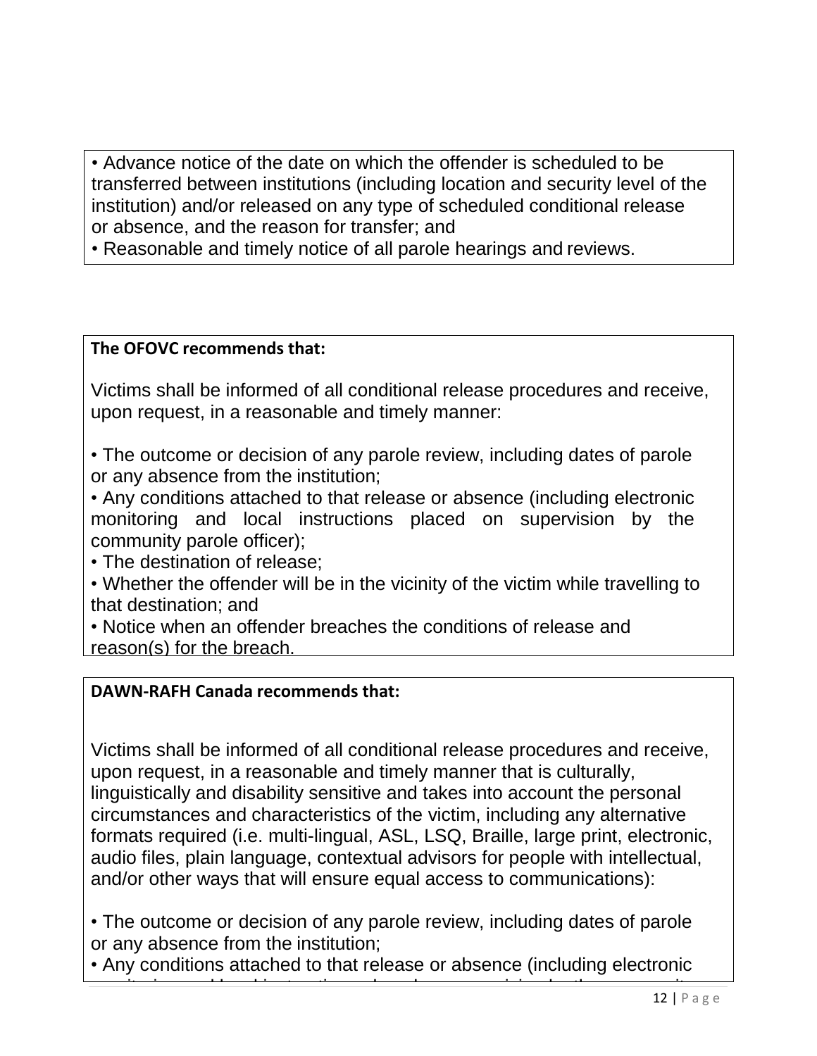• Advance notice of the date on which the offender is scheduled to be transferred between institutions (including location and security level of the institution) and/or released on any type of scheduled conditional release or absence, and the reason for transfer; and
• Reasonable and timely notice of all parole hearings and reviews.

**The OFOVC recommends that:**

Victims shall be informed of all conditional release procedures and receive, upon request, in a reasonable and timely manner:

• The outcome or decision of any parole review, including dates of parole or any absence from the institution;
• Any conditions attached to that release or absence (including electronic monitoring and local instructions placed on supervision by the community parole officer);
• The destination of release;
• Whether the offender will be in the vicinity of the victim while travelling to that destination; and
• Notice when an offender breaches the conditions of release and reason(s) for the breach.

**DAWN-RAFH Canada recommends that:**

Victims shall be informed of all conditional release procedures and receive, upon request, in a reasonable and timely manner that is culturally, linguistically and disability sensitive and takes into account the personal circumstances and characteristics of the victim, including any alternative formats required (i.e. multi-lingual, ASL, LSQ, Braille, large print, electronic, audio files, plain language, contextual advisors for people with intellectual, and/or other ways that will ensure equal access to communications):

• The outcome or decision of any parole review, including dates of parole or any absence from the institution;
• Any conditions attached to that release or absence (including electronic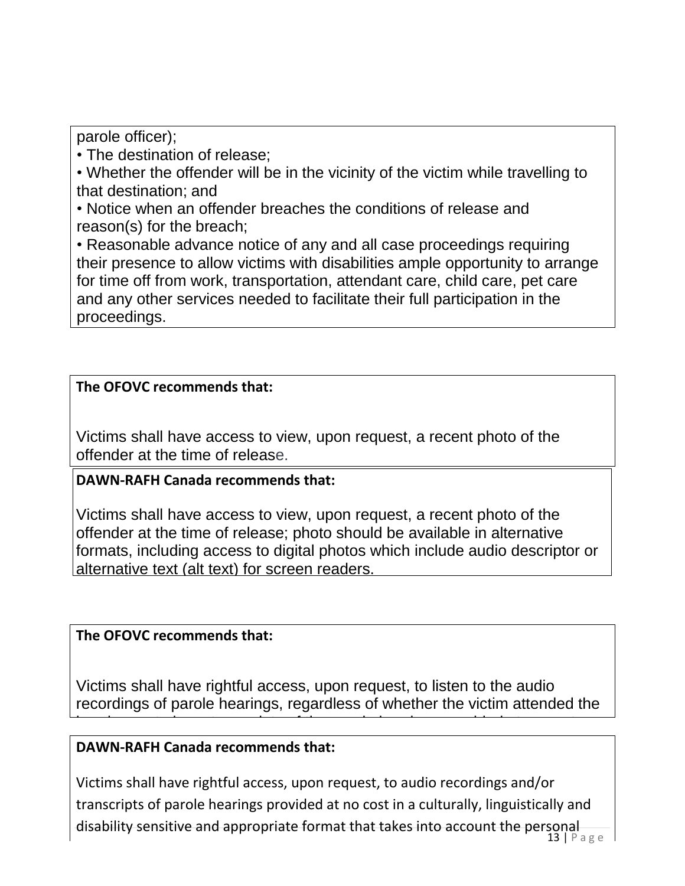parole officer);

• The destination of release;

• Whether the offender will be in the vicinity of the victim while travelling to that destination; and

• Notice when an offender breaches the conditions of release and reason(s) for the breach;

• Reasonable advance notice of any and all case proceedings requiring their presence to allow victims with disabilities ample opportunity to arrange for time off from work, transportation, attendant care, child care, pet care and any other services needed to facilitate their full participation in the proceedings.

**The OFOVC recommends that:**

Victims shall have access to view, upon request, a recent photo of the offender at the time of release.

**DAWN-RAFH Canada recommends that:**

Victims shall have access to view, upon request, a recent photo of the offender at the time of release; photo should be available in alternative formats, including access to digital photos which include audio descriptor or alternative text (alt text) for screen readers.

**The OFOVC recommends that:**

Victims shall have rightful access, upon request, to listen to the audio recordings of parole hearings, regardless of whether the victim attended the

**DAWN-RAFH Canada recommends that:**

Victims shall have rightful access, upon request, to audio recordings and/or transcripts of parole hearings provided at no cost in a culturally, linguistically and disability sensitive and appropriate format that takes into account the personal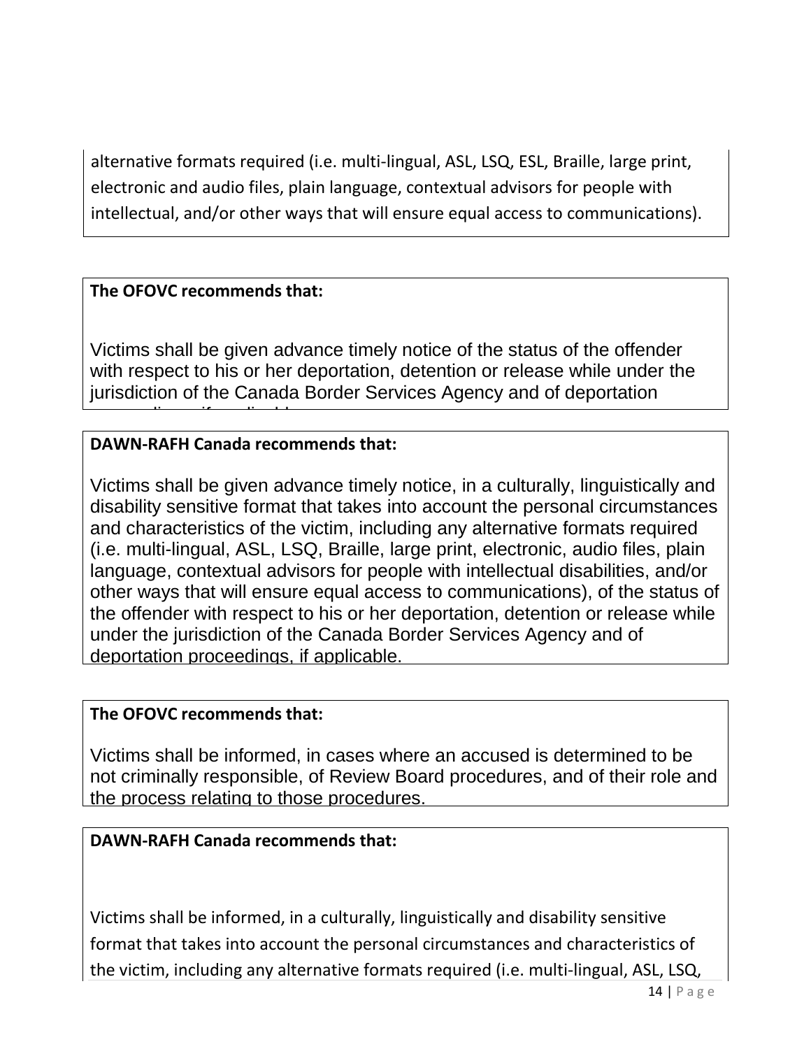alternative formats required (i.e. multi-lingual, ASL, LSQ, ESL, Braille, large print, electronic and audio files, plain language, contextual advisors for people with intellectual, and/or other ways that will ensure equal access to communications).

**The OFOVC recommends that:**

Victims shall be given advance timely notice of the status of the offender with respect to his or her deportation, detention or release while under the jurisdiction of the Canada Border Services Agency and of deportation proceedings, if applicable.

**DAWN-RAFH Canada recommends that:**

Victims shall be given advance timely notice, in a culturally, linguistically and disability sensitive format that takes into account the personal circumstances and characteristics of the victim, including any alternative formats required (i.e. multi-lingual, ASL, LSQ, Braille, large print, electronic, audio files, plain language, contextual advisors for people with intellectual disabilities, and/or other ways that will ensure equal access to communications), of the status of the offender with respect to his or her deportation, detention or release while under the jurisdiction of the Canada Border Services Agency and of deportation proceedings, if applicable.

**The OFOVC recommends that:**

Victims shall be informed, in cases where an accused is determined to be not criminally responsible, of Review Board procedures, and of their role and the process relating to those procedures.

**DAWN-RAFH Canada recommends that:**

Victims shall be informed, in a culturally, linguistically and disability sensitive format that takes into account the personal circumstances and characteristics of the victim, including any alternative formats required (i.e. multi-lingual, ASL, LSQ,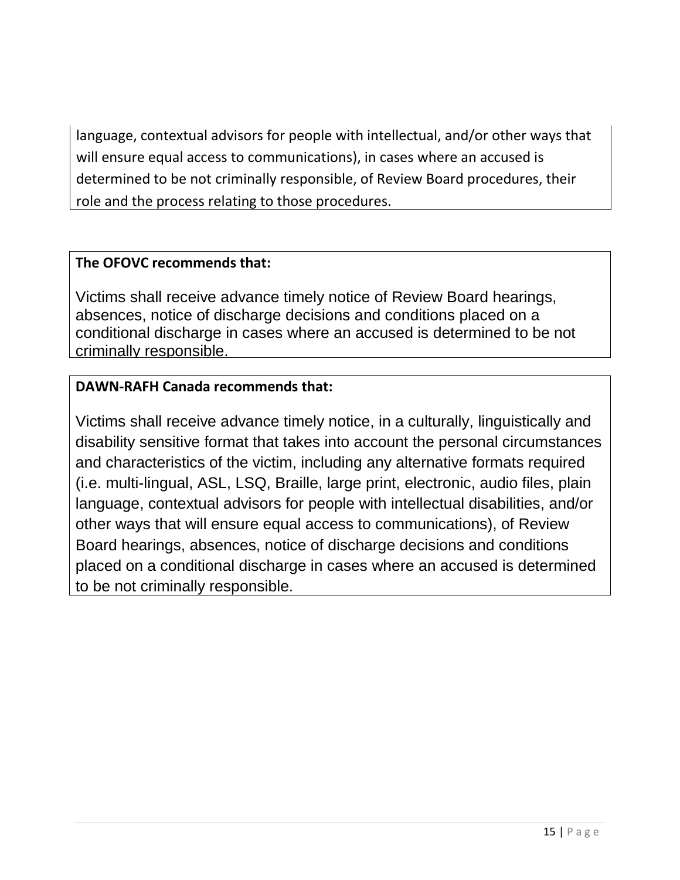language, contextual advisors for people with intellectual, and/or other ways that will ensure equal access to communications), in cases where an accused is determined to be not criminally responsible, of Review Board procedures, their role and the process relating to those procedures.

**The OFOVC recommends that:**

Victims shall receive advance timely notice of Review Board hearings, absences, notice of discharge decisions and conditions placed on a conditional discharge in cases where an accused is determined to be not criminally responsible.

**DAWN-RAFH Canada recommends that:**

Victims shall receive advance timely notice, in a culturally, linguistically and disability sensitive format that takes into account the personal circumstances and characteristics of the victim, including any alternative formats required (i.e. multi-lingual, ASL, LSQ, Braille, large print, electronic, audio files, plain language, contextual advisors for people with intellectual disabilities, and/or other ways that will ensure equal access to communications), of Review Board hearings, absences, notice of discharge decisions and conditions placed on a conditional discharge in cases where an accused is determined to be not criminally responsible.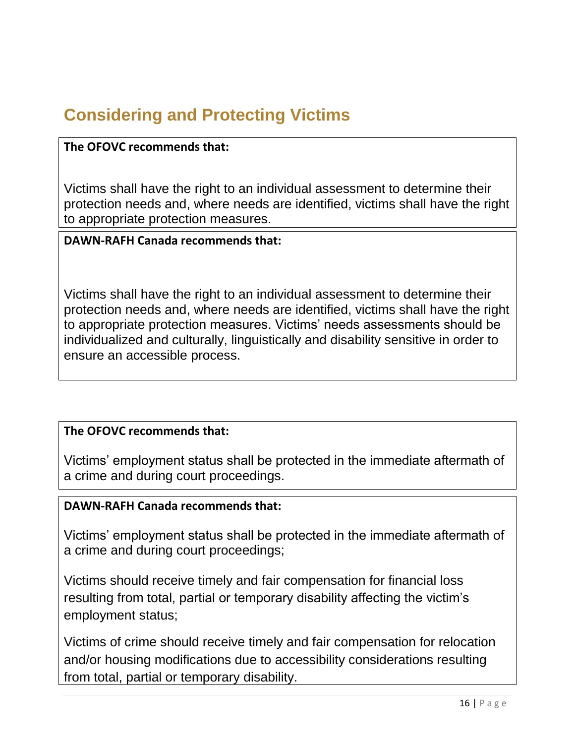## Considering and Protecting Victims

**The OFOVC recommends that:**

Victims shall have the right to an individual assessment to determine their protection needs and, where needs are identified, victims shall have the right to appropriate protection measures.

**DAWN-RAFH Canada recommends that:**

Victims shall have the right to an individual assessment to determine their protection needs and, where needs are identified, victims shall have the right to appropriate protection measures. Victims' needs assessments should be individualized and culturally, linguistically and disability sensitive in order to ensure an accessible process.

**The OFOVC recommends that:**

Victims' employment status shall be protected in the immediate aftermath of a crime and during court proceedings.

**DAWN-RAFH Canada recommends that:**

Victims' employment status shall be protected in the immediate aftermath of a crime and during court proceedings;

Victims should receive timely and fair compensation for financial loss resulting from total, partial or temporary disability affecting the victim's employment status;

Victims of crime should receive timely and fair compensation for relocation and/or housing modifications due to accessibility considerations resulting from total, partial or temporary disability.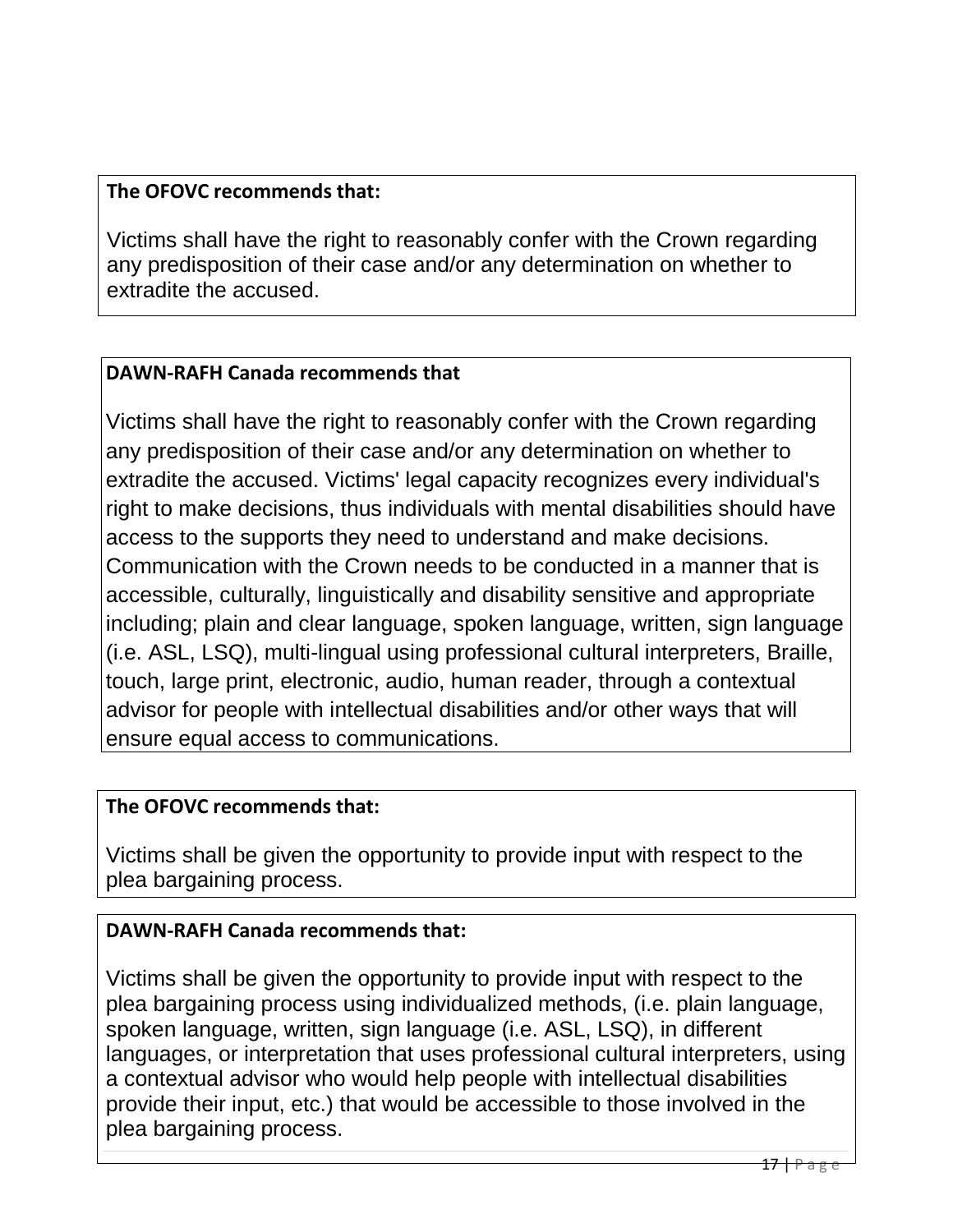**The OFOVC recommends that:**

Victims shall have the right to reasonably confer with the Crown regarding any predisposition of their case and/or any determination on whether to extradite the accused.

**DAWN-RAFH Canada recommends that**

Victims shall have the right to reasonably confer with the Crown regarding any predisposition of their case and/or any determination on whether to extradite the accused. Victims' legal capacity recognizes every individual's right to make decisions, thus individuals with mental disabilities should have access to the supports they need to understand and make decisions. Communication with the Crown needs to be conducted in a manner that is accessible, culturally, linguistically and disability sensitive and appropriate including; plain and clear language, spoken language, written, sign language (i.e. ASL, LSQ), multi-lingual using professional cultural interpreters, Braille, touch, large print, electronic, audio, human reader, through a contextual advisor for people with intellectual disabilities and/or other ways that will ensure equal access to communications.

**The OFOVC recommends that:**

Victims shall be given the opportunity to provide input with respect to the plea bargaining process.

**DAWN-RAFH Canada recommends that:**

Victims shall be given the opportunity to provide input with respect to the plea bargaining process using individualized methods, (i.e. plain language, spoken language, written, sign language (i.e. ASL, LSQ), in different languages, or interpretation that uses professional cultural interpreters, using a contextual advisor who would help people with intellectual disabilities provide their input, etc.) that would be accessible to those involved in the plea bargaining process.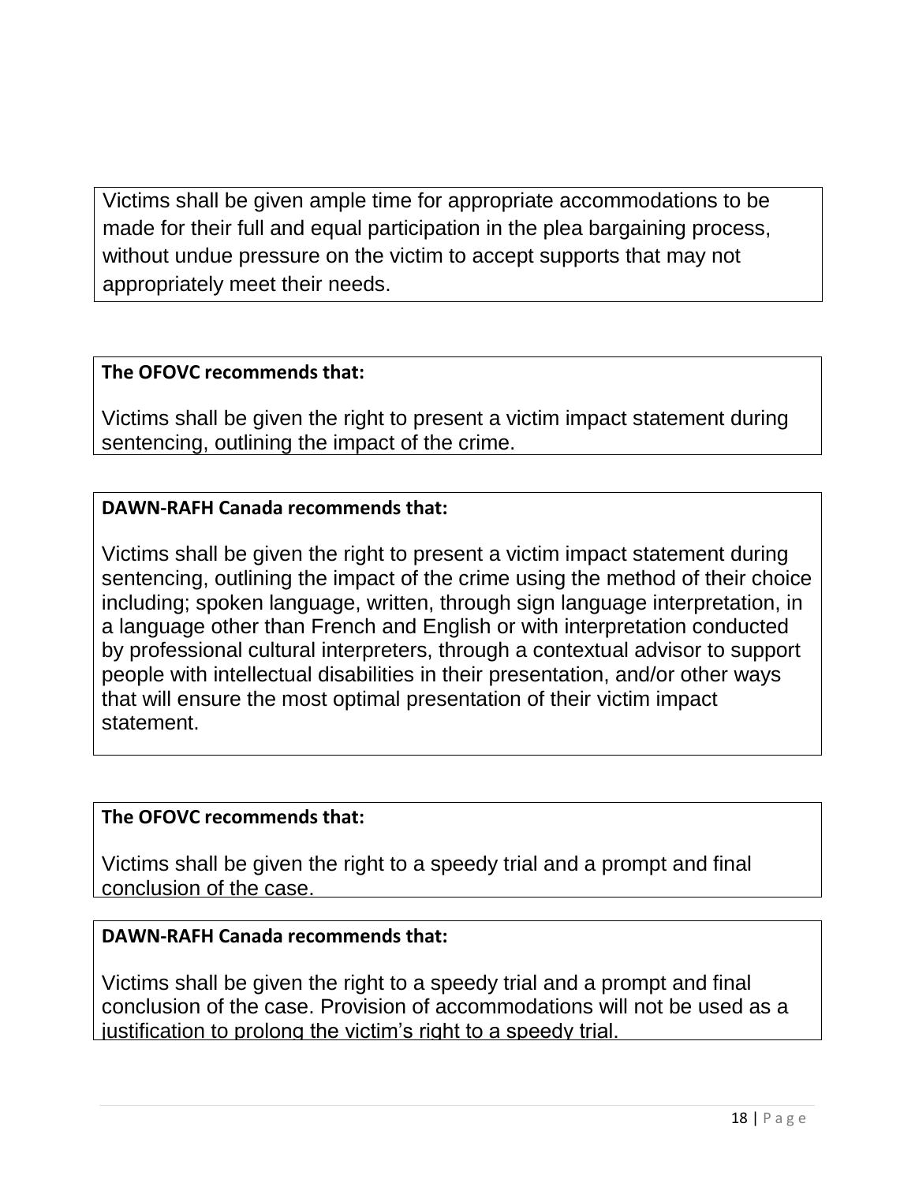Victims shall be given ample time for appropriate accommodations to be made for their full and equal participation in the plea bargaining process, without undue pressure on the victim to accept supports that may not appropriately meet their needs.

**The OFOVC recommends that:**

Victims shall be given the right to present a victim impact statement during sentencing, outlining the impact of the crime.

**DAWN-RAFH Canada recommends that:**

Victims shall be given the right to present a victim impact statement during sentencing, outlining the impact of the crime using the method of their choice including; spoken language, written, through sign language interpretation, in a language other than French and English or with interpretation conducted by professional cultural interpreters, through a contextual advisor to support people with intellectual disabilities in their presentation, and/or other ways that will ensure the most optimal presentation of their victim impact statement.

**The OFOVC recommends that:**

Victims shall be given the right to a speedy trial and a prompt and final conclusion of the case.

**DAWN-RAFH Canada recommends that:**

Victims shall be given the right to a speedy trial and a prompt and final conclusion of the case. Provision of accommodations will not be used as a justification to prolong the victim's right to a speedy trial.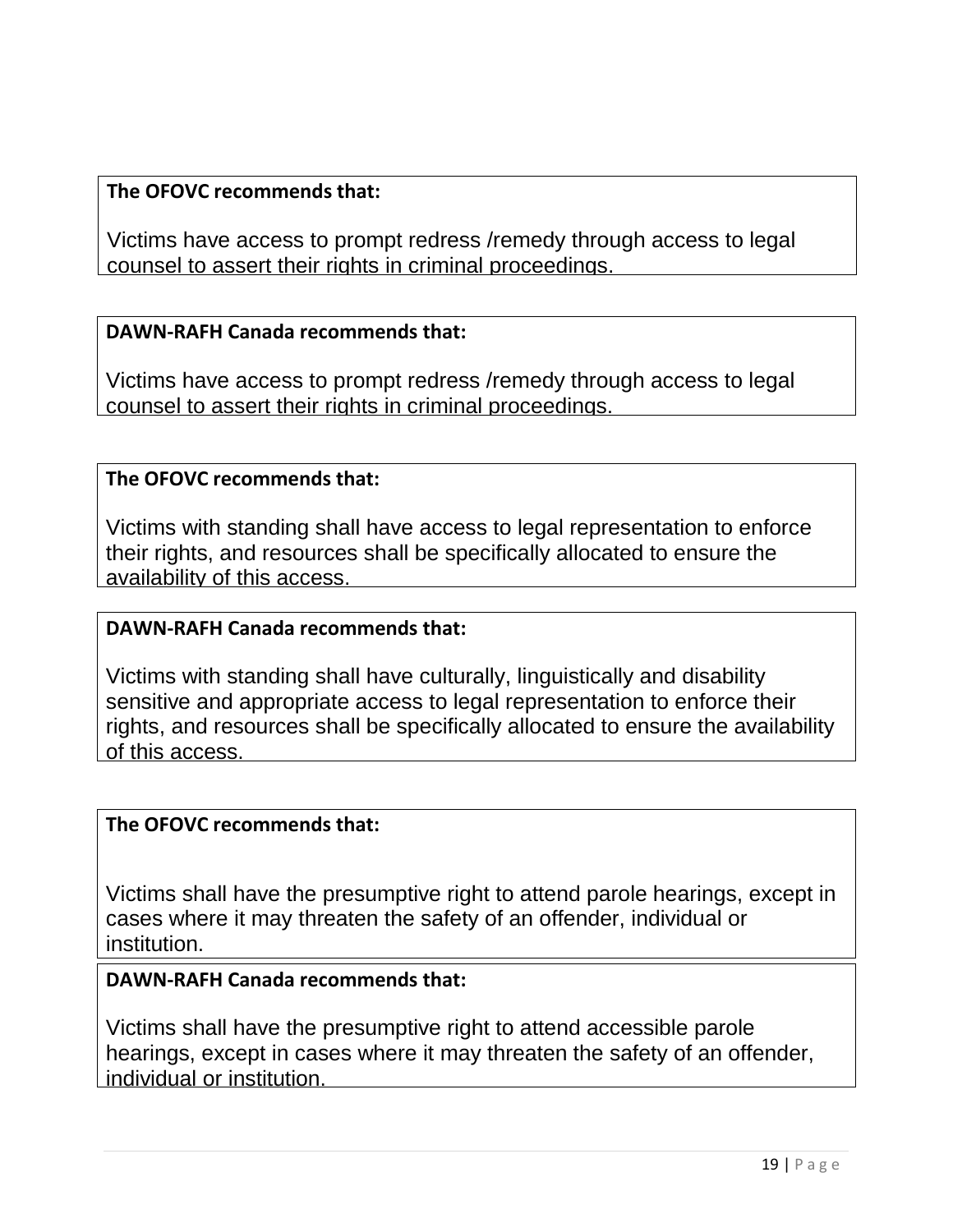**The OFOVC recommends that:**

Victims have access to prompt redress /remedy through access to legal counsel to assert their rights in criminal proceedings.

**DAWN-RAFH Canada recommends that:**

Victims have access to prompt redress /remedy through access to legal counsel to assert their rights in criminal proceedings.

**The OFOVC recommends that:**

Victims with standing shall have access to legal representation to enforce their rights, and resources shall be specifically allocated to ensure the availability of this access.

**DAWN-RAFH Canada recommends that:**

Victims with standing shall have culturally, linguistically and disability sensitive and appropriate access to legal representation to enforce their rights, and resources shall be specifically allocated to ensure the availability of this access.

**The OFOVC recommends that:**

Victims shall have the presumptive right to attend parole hearings, except in cases where it may threaten the safety of an offender, individual or institution.

**DAWN-RAFH Canada recommends that:**

Victims shall have the presumptive right to attend accessible parole hearings, except in cases where it may threaten the safety of an offender, individual or institution.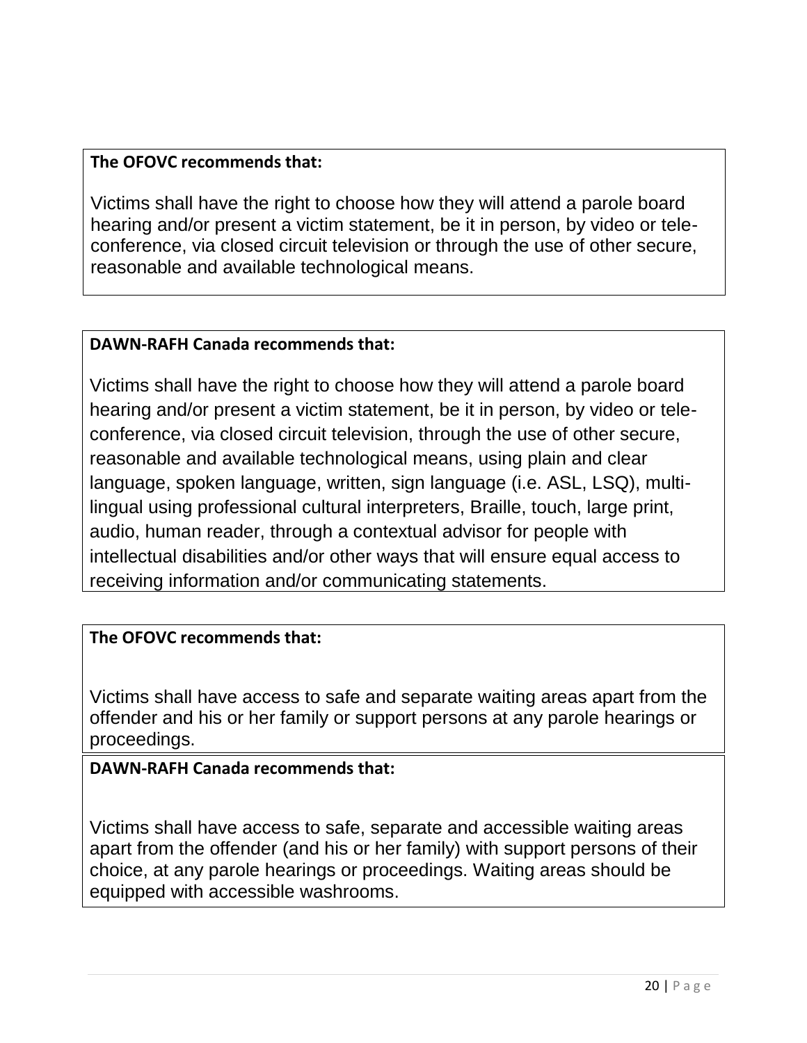**The OFOVC recommends that:**

Victims shall have the right to choose how they will attend a parole board hearing and/or present a victim statement, be it in person, by video or tele-conference, via closed circuit television or through the use of other secure, reasonable and available technological means.

**DAWN-RAFH Canada recommends that:**

Victims shall have the right to choose how they will attend a parole board hearing and/or present a victim statement, be it in person, by video or tele-conference, via closed circuit television, through the use of other secure, reasonable and available technological means, using plain and clear language, spoken language, written, sign language (i.e. ASL, LSQ), multi-lingual using professional cultural interpreters, Braille, touch, large print, audio, human reader, through a contextual advisor for people with intellectual disabilities and/or other ways that will ensure equal access to receiving information and/or communicating statements.

**The OFOVC recommends that:**

Victims shall have access to safe and separate waiting areas apart from the offender and his or her family or support persons at any parole hearings or proceedings.

**DAWN-RAFH Canada recommends that:**

Victims shall have access to safe, separate and accessible waiting areas apart from the offender (and his or her family) with support persons of their choice, at any parole hearings or proceedings. Waiting areas should be equipped with accessible washrooms.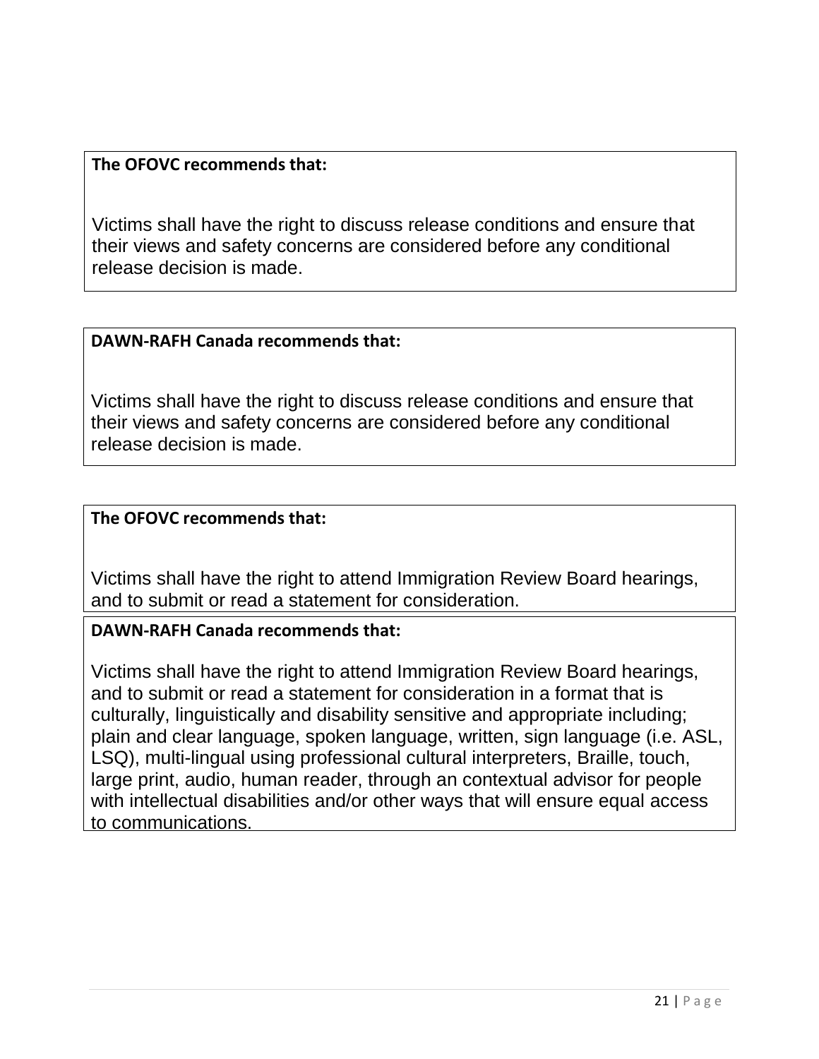**The OFOVC recommends that:**

Victims shall have the right to discuss release conditions and ensure that their views and safety concerns are considered before any conditional release decision is made.

**DAWN-RAFH Canada recommends that:**

Victims shall have the right to discuss release conditions and ensure that their views and safety concerns are considered before any conditional release decision is made.

**The OFOVC recommends that:**

Victims shall have the right to attend Immigration Review Board hearings, and to submit or read a statement for consideration.

**DAWN-RAFH Canada recommends that:**

Victims shall have the right to attend Immigration Review Board hearings, and to submit or read a statement for consideration in a format that is culturally, linguistically and disability sensitive and appropriate including; plain and clear language, spoken language, written, sign language (i.e. ASL, LSQ), multi-lingual using professional cultural interpreters, Braille, touch, large print, audio, human reader, through an contextual advisor for people with intellectual disabilities and/or other ways that will ensure equal access to communications.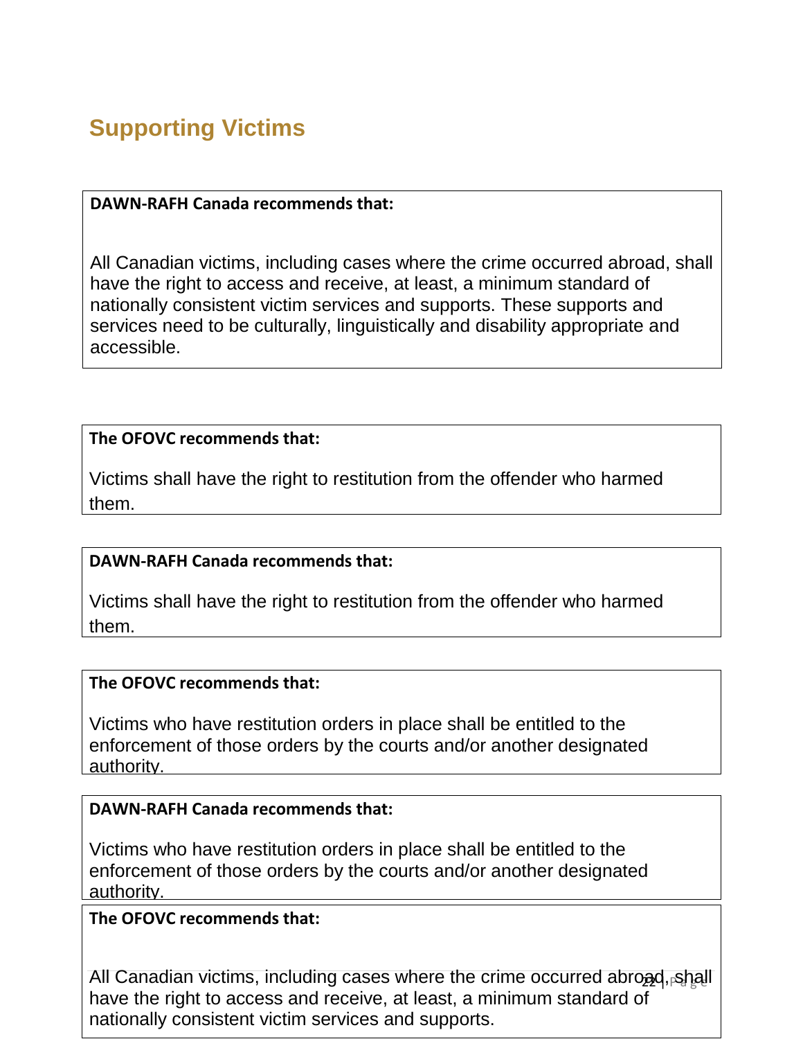## Supporting Victims

**DAWN-RAFH Canada recommends that:**

All Canadian victims, including cases where the crime occurred abroad, shall have the right to access and receive, at least, a minimum standard of nationally consistent victim services and supports. These supports and services need to be culturally, linguistically and disability appropriate and accessible.

**The OFOVC recommends that:**

Victims shall have the right to restitution from the offender who harmed them.

**DAWN-RAFH Canada recommends that:**

Victims shall have the right to restitution from the offender who harmed them.

**The OFOVC recommends that:**

Victims who have restitution orders in place shall be entitled to the enforcement of those orders by the courts and/or another designated authority.

**DAWN-RAFH Canada recommends that:**

Victims who have restitution orders in place shall be entitled to the enforcement of those orders by the courts and/or another designated authority.

**The OFOVC recommends that:**

All Canadian victims, including cases where the crime occurred abroad, shall have the right to access and receive, at least, a minimum standard of nationally consistent victim services and supports.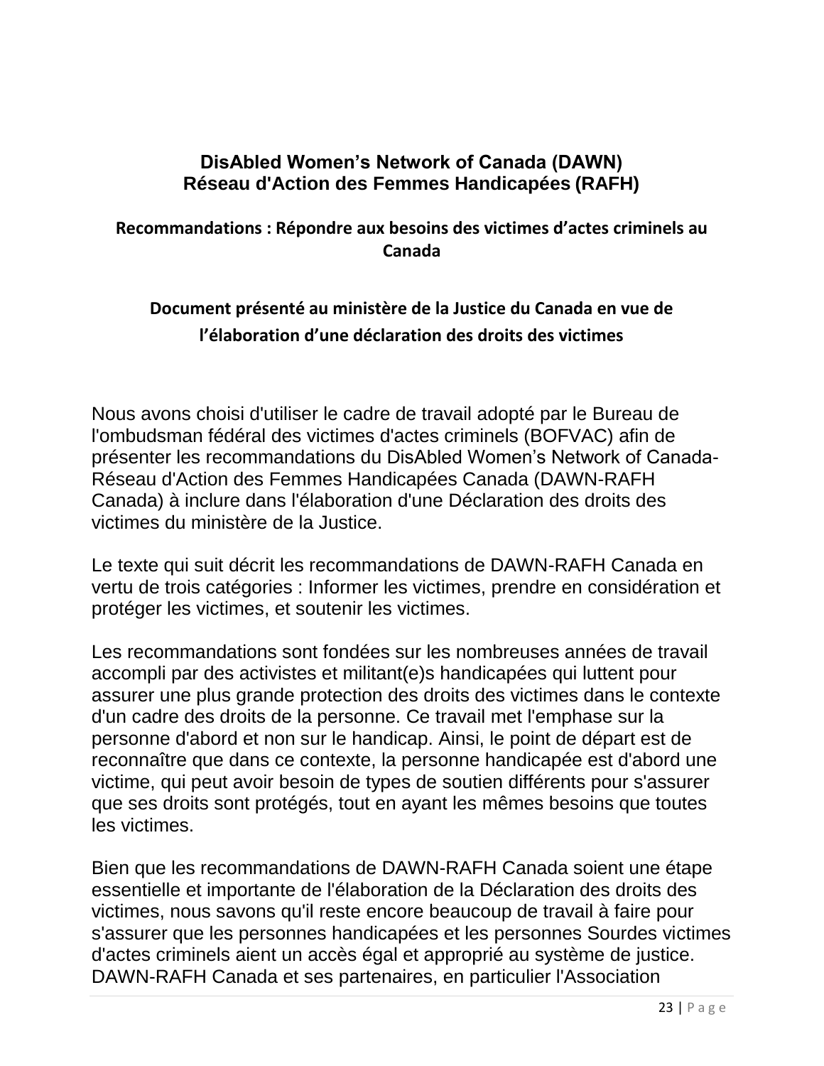## DisAbled Women's Network of Canada (DAWN)
## Réseau d'Action des Femmes Handicapées (RAFH)

### Recommandations : Répondre aux besoins des victimes d'actes criminels au Canada

### Document présenté au ministère de la Justice du Canada en vue de l'élaboration d'une déclaration des droits des victimes

Nous avons choisi d'utiliser le cadre de travail adopté par le Bureau de l'ombudsman fédéral des victimes d'actes criminels (BOFVAC) afin de présenter les recommandations du DisAbled Women's Network of Canada-Réseau d'Action des Femmes Handicapées Canada (DAWN-RAFH Canada) à inclure dans l'élaboration d'une Déclaration des droits des victimes du ministère de la Justice.

Le texte qui suit décrit les recommandations de DAWN-RAFH Canada en vertu de trois catégories : Informer les victimes, prendre en considération et protéger les victimes, et soutenir les victimes.

Les recommandations sont fondées sur les nombreuses années de travail accompli par des activistes et militant(e)s handicapées qui luttent pour assurer une plus grande protection des droits des victimes dans le contexte d'un cadre des droits de la personne. Ce travail met l'emphase sur la personne d'abord et non sur le handicap. Ainsi, le point de départ est de reconnaître que dans ce contexte, la personne handicapée est d'abord une victime, qui peut avoir besoin de types de soutien différents pour s'assurer que ses droits sont protégés, tout en ayant les mêmes besoins que toutes les victimes.

Bien que les recommandations de DAWN-RAFH Canada soient une étape essentielle et importante de l'élaboration de la Déclaration des droits des victimes, nous savons qu'il reste encore beaucoup de travail à faire pour s'assurer que les personnes handicapées et les personnes Sourdes victimes d'actes criminels aient un accès égal et approprié au système de justice. DAWN-RAFH Canada et ses partenaires, en particulier l'Association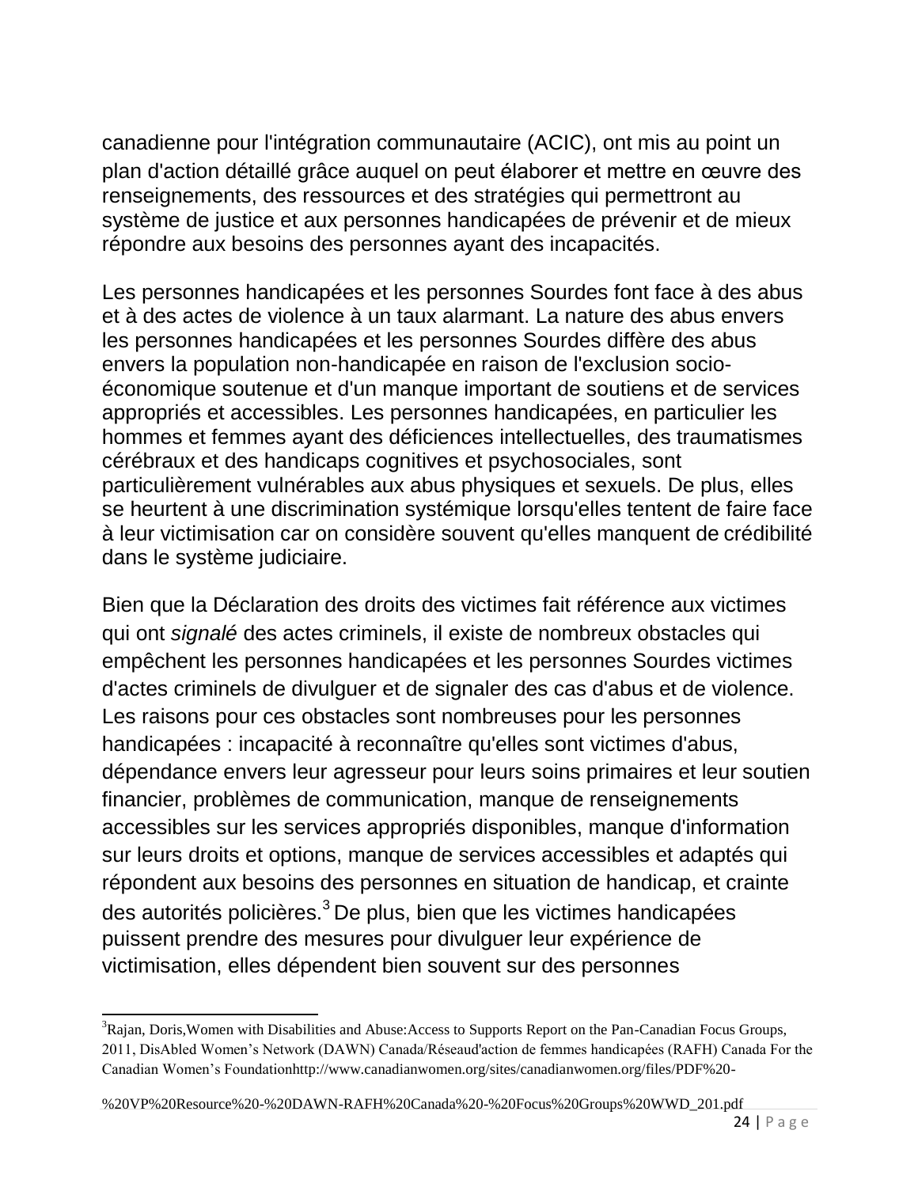canadienne pour l'intégration communautaire (ACIC), ont mis au point un plan d'action détaillé grâce auquel on peut élaborer et mettre en œuvre des renseignements, des ressources et des stratégies qui permettront au système de justice et aux personnes handicapées de prévenir et de mieux répondre aux besoins des personnes ayant des incapacités.

Les personnes handicapées et les personnes Sourdes font face à des abus et à des actes de violence à un taux alarmant. La nature des abus envers les personnes handicapées et les personnes Sourdes diffère des abus envers la population non-handicapée en raison de l'exclusion socio-économique soutenue et d'un manque important de soutiens et de services appropriés et accessibles. Les personnes handicapées, en particulier les hommes et femmes ayant des déficiences intellectuelles, des traumatismes cérébraux et des handicaps cognitives et psychosociales, sont particulièrement vulnérables aux abus physiques et sexuels. De plus, elles se heurtent à une discrimination systémique lorsqu'elles tentent de faire face à leur victimisation car on considère souvent qu'elles manquent de crédibilité dans le système judiciaire.

Bien que la Déclaration des droits des victimes fait référence aux victimes qui ont *signalé* des actes criminels, il existe de nombreux obstacles qui empêchent les personnes handicapées et les personnes Sourdes victimes d'actes criminels de divulguer et de signaler des cas d'abus et de violence. Les raisons pour ces obstacles sont nombreuses pour les personnes handicapées : incapacité à reconnaître qu'elles sont victimes d'abus, dépendance envers leur agresseur pour leurs soins primaires et leur soutien financier, problèmes de communication, manque de renseignements accessibles sur les services appropriés disponibles, manque d'information sur leurs droits et options, manque de services accessibles et adaptés qui répondent aux besoins des personnes en situation de handicap, et crainte des autorités policières.[3] De plus, bien que les victimes handicapées puissent prendre des mesures pour divulguer leur expérience de victimisation, elles dépendent bien souvent sur des personnes

---

[3]Rajan, Doris,Women with Disabilities and Abuse:Access to Supports Report on the Pan-Canadian Focus Groups, 2011, DisAbled Women's Network (DAWN) Canada/Réseaud'action de femmes handicapées (RAFH) Canada For the Canadian Women's Foundationhttp://www.canadianwomen.org/sites/canadianwomen.org/files/PDF%20-%20VP%20Resource%20-%20DAWN-RAFH%20Canada%20-%20Focus%20Groups%20WWD_201.pdf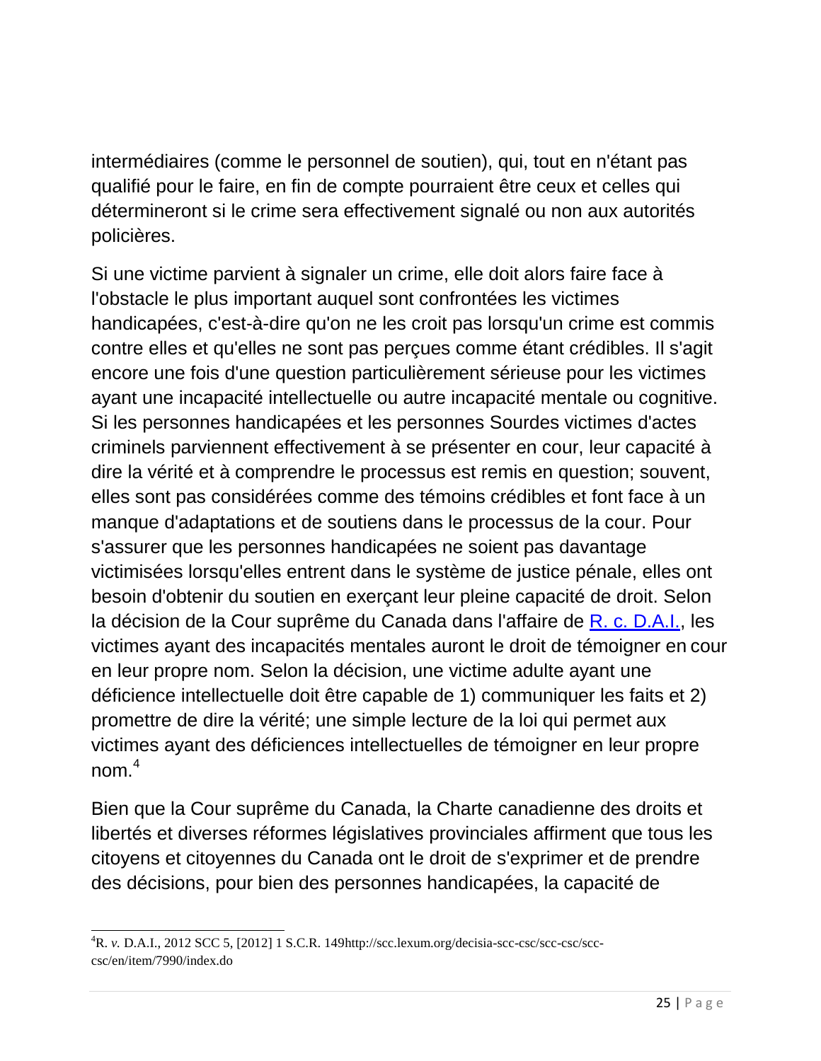intermédiaires (comme le personnel de soutien), qui, tout en n'étant pas qualifié pour le faire, en fin de compte pourraient être ceux et celles qui détermineront si le crime sera effectivement signalé ou non aux autorités policières.

Si une victime parvient à signaler un crime, elle doit alors faire face à l'obstacle le plus important auquel sont confrontées les victimes handicapées, c'est-à-dire qu'on ne les croit pas lorsqu'un crime est commis contre elles et qu'elles ne sont pas perçues comme étant crédibles. Il s'agit encore une fois d'une question particulièrement sérieuse pour les victimes ayant une incapacité intellectuelle ou autre incapacité mentale ou cognitive. Si les personnes handicapées et les personnes Sourdes victimes d'actes criminels parviennent effectivement à se présenter en cour, leur capacité à dire la vérité et à comprendre le processus est remis en question; souvent, elles sont pas considérées comme des témoins crédibles et font face à un manque d'adaptations et de soutiens dans le processus de la cour. Pour s'assurer que les personnes handicapées ne soient pas davantage victimisées lorsqu'elles entrent dans le système de justice pénale, elles ont besoin d'obtenir du soutien en exerçant leur pleine capacité de droit. Selon la décision de la Cour suprême du Canada dans l'affaire de [R. c. D.A.I.](http://scc.lexum.org/decisia-scc-csc/scc-csc/scc-csc/en/item/7990/index.do), les victimes ayant des incapacités mentales auront le droit de témoigner en cour en leur propre nom. Selon la décision, une victime adulte ayant une déficience intellectuelle doit être capable de 1) communiquer les faits et 2) promettre de dire la vérité; une simple lecture de la loi qui permet aux victimes ayant des déficiences intellectuelles de témoigner en leur propre nom.[4]

Bien que la Cour suprême du Canada, la Charte canadienne des droits et libertés et diverses réformes législatives provinciales affirment que tous les citoyens et citoyennes du Canada ont le droit de s'exprimer et de prendre des décisions, pour bien des personnes handicapées, la capacité de

---

[4] R. *v.* D.A.I., 2012 SCC 5, [2012] 1 S.C.R. 149http://scc.lexum.org/decisia-scc-csc/scc-csc/scc-csc/en/item/7990/index.do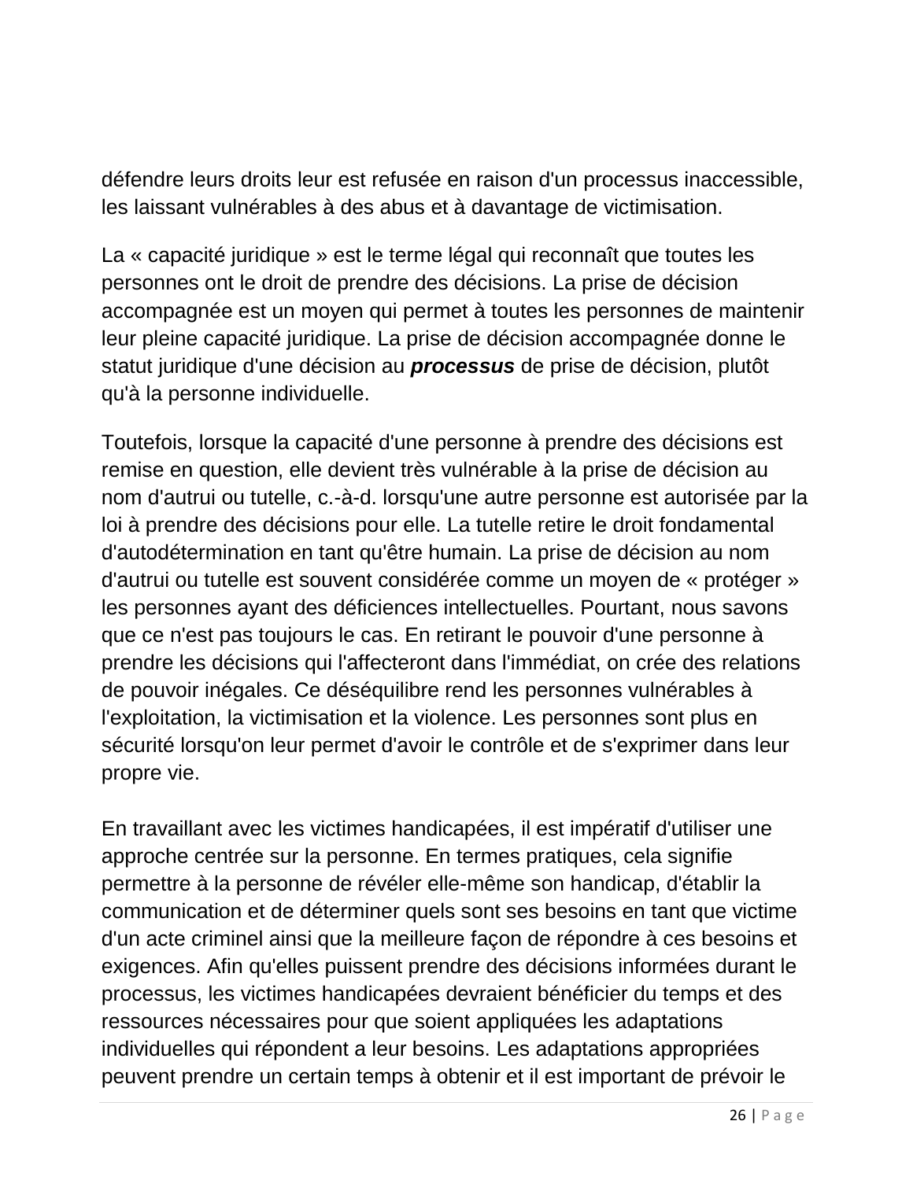défendre leurs droits leur est refusée en raison d'un processus inaccessible, les laissant vulnérables à des abus et à davantage de victimisation.

La « capacité juridique » est le terme légal qui reconnaît que toutes les personnes ont le droit de prendre des décisions. La prise de décision accompagnée est un moyen qui permet à toutes les personnes de maintenir leur pleine capacité juridique. La prise de décision accompagnée donne le statut juridique d'une décision au ***processus*** de prise de décision, plutôt qu'à la personne individuelle.

Toutefois, lorsque la capacité d'une personne à prendre des décisions est remise en question, elle devient très vulnérable à la prise de décision au nom d'autrui ou tutelle, c.-à-d. lorsqu'une autre personne est autorisée par la loi à prendre des décisions pour elle. La tutelle retire le droit fondamental d'autodétermination en tant qu'être humain. La prise de décision au nom d'autrui ou tutelle est souvent considérée comme un moyen de « protéger » les personnes ayant des déficiences intellectuelles. Pourtant, nous savons que ce n'est pas toujours le cas. En retirant le pouvoir d'une personne à prendre les décisions qui l'affecteront dans l'immédiat, on crée des relations de pouvoir inégales. Ce déséquilibre rend les personnes vulnérables à l'exploitation, la victimisation et la violence. Les personnes sont plus en sécurité lorsqu'on leur permet d'avoir le contrôle et de s'exprimer dans leur propre vie.

En travaillant avec les victimes handicapées, il est impératif d'utiliser une approche centrée sur la personne. En termes pratiques, cela signifie permettre à la personne de révéler elle-même son handicap, d'établir la communication et de déterminer quels sont ses besoins en tant que victime d'un acte criminel ainsi que la meilleure façon de répondre à ces besoins et exigences. Afin qu'elles puissent prendre des décisions informées durant le processus, les victimes handicapées devraient bénéficier du temps et des ressources nécessaires pour que soient appliquées les adaptations individuelles qui répondent a leur besoins. Les adaptations appropriées peuvent prendre un certain temps à obtenir et il est important de prévoir le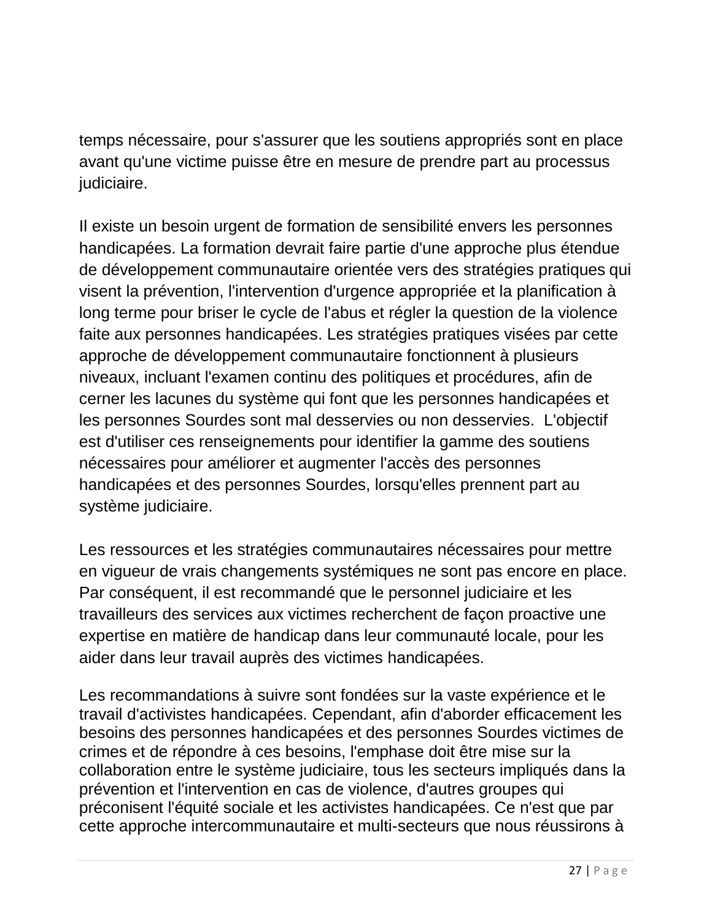temps nécessaire, pour s'assurer que les soutiens appropriés sont en place avant qu'une victime puisse être en mesure de prendre part au processus judiciaire.

Il existe un besoin urgent de formation de sensibilité envers les personnes handicapées. La formation devrait faire partie d'une approche plus étendue de développement communautaire orientée vers des stratégies pratiques qui visent la prévention, l'intervention d'urgence appropriée et la planification à long terme pour briser le cycle de l'abus et régler la question de la violence faite aux personnes handicapées. Les stratégies pratiques visées par cette approche de développement communautaire fonctionnent à plusieurs niveaux, incluant l'examen continu des politiques et procédures, afin de cerner les lacunes du système qui font que les personnes handicapées et les personnes Sourdes sont mal desservies ou non desservies. L'objectif est d'utiliser ces renseignements pour identifier la gamme des soutiens nécessaires pour améliorer et augmenter l'accès des personnes handicapées et des personnes Sourdes, lorsqu'elles prennent part au système judiciaire.

Les ressources et les stratégies communautaires nécessaires pour mettre en vigueur de vrais changements systémiques ne sont pas encore en place. Par conséquent, il est recommandé que le personnel judiciaire et les travailleurs des services aux victimes recherchent de façon proactive une expertise en matière de handicap dans leur communauté locale, pour les aider dans leur travail auprès des victimes handicapées.

Les recommandations à suivre sont fondées sur la vaste expérience et le travail d'activistes handicapées. Cependant, afin d'aborder efficacement les besoins des personnes handicapées et des personnes Sourdes victimes de crimes et de répondre à ces besoins, l'emphase doit être mise sur la collaboration entre le système judiciaire, tous les secteurs impliqués dans la prévention et l'intervention en cas de violence, d'autres groupes qui préconisent l'équité sociale et les activistes handicapées. Ce n'est que par cette approche intercommunautaire et multi-secteurs que nous réussirons à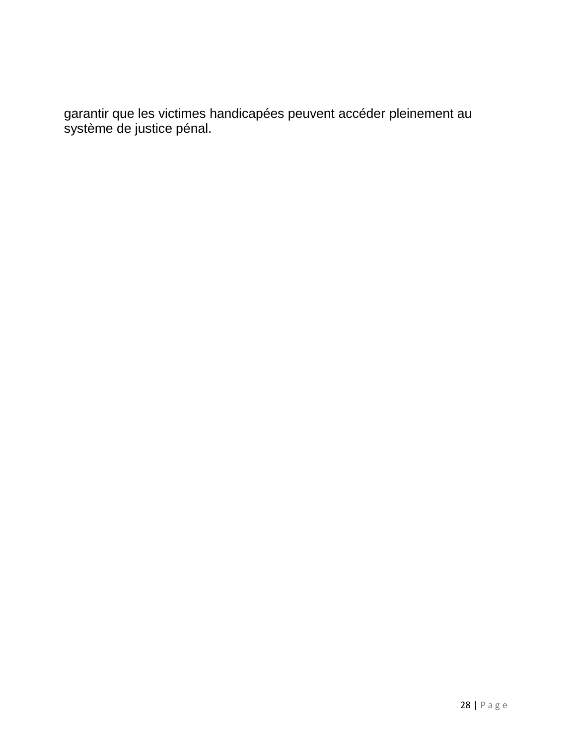garantir que les victimes handicapées peuvent accéder pleinement au système de justice pénal.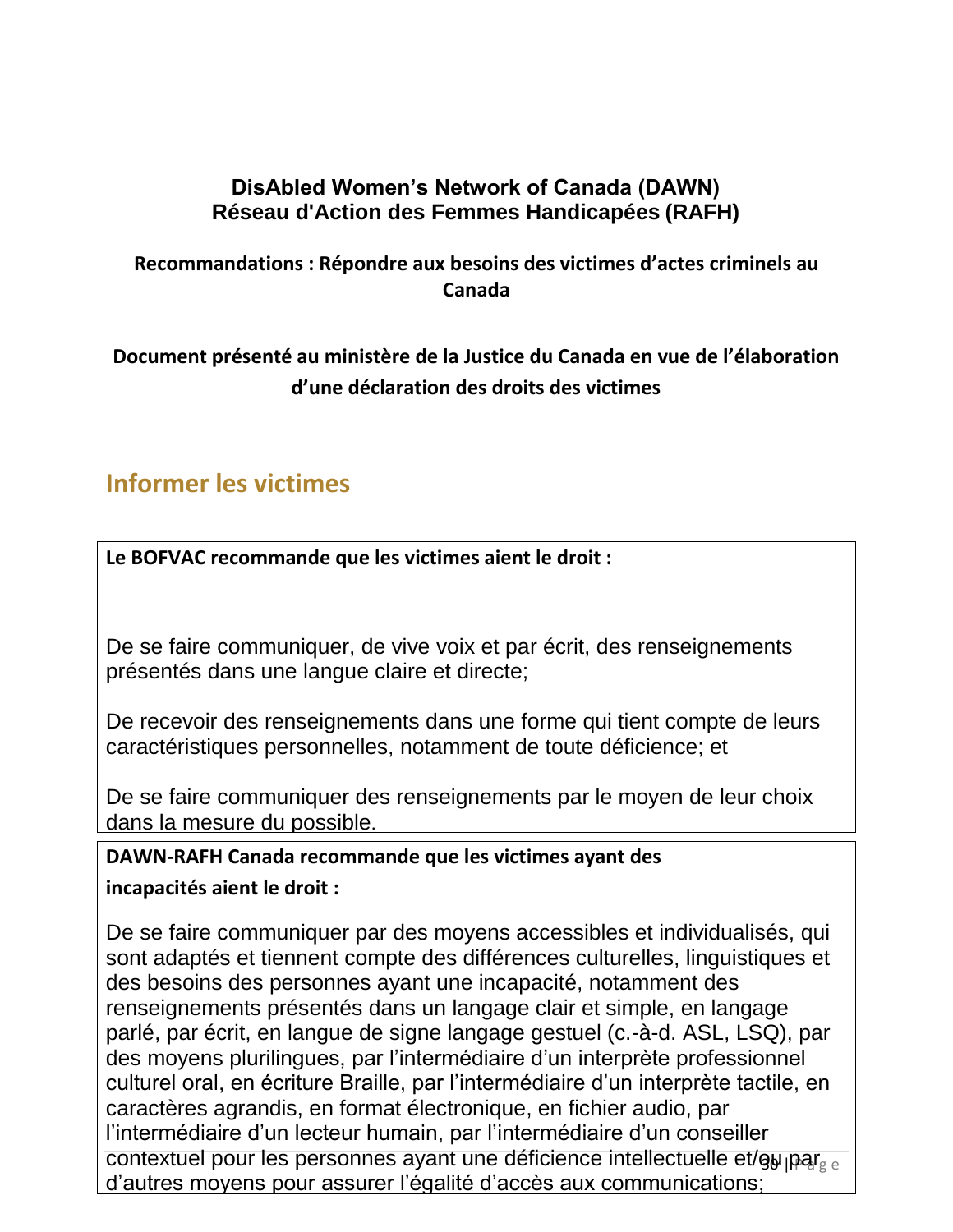**DisAbled Women's Network of Canada (DAWN)**
**Réseau d'Action des Femmes Handicapées (RAFH)**

**Recommandations : Répondre aux besoins des victimes d'actes criminels au Canada**

**Document présenté au ministère de la Justice du Canada en vue de l'élaboration d'une déclaration des droits des victimes**

## Informer les victimes

**Le BOFVAC recommande que les victimes aient le droit :**

De se faire communiquer, de vive voix et par écrit, des renseignements présentés dans une langue claire et directe;

De recevoir des renseignements dans une forme qui tient compte de leurs caractéristiques personnelles, notamment de toute déficience; et

De se faire communiquer des renseignements par le moyen de leur choix dans la mesure du possible.

**DAWN-RAFH Canada recommande que les victimes ayant des incapacités aient le droit :**

De se faire communiquer par des moyens accessibles et individualisés, qui sont adaptés et tiennent compte des différences culturelles, linguistiques et des besoins des personnes ayant une incapacité, notamment des renseignements présentés dans un langage clair et simple, en langage parlé, par écrit, en langue de signe langage gestuel (c.-à-d. ASL, LSQ), par des moyens plurilingues, par l'intermédiaire d'un interprète professionnel culturel oral, en écriture Braille, par l'intermédiaire d'un interprète tactile, en caractères agrandis, en format électronique, en fichier audio, par l'intermédiaire d'un lecteur humain, par l'intermédiaire d'un conseiller contextuel pour les personnes ayant une déficience intellectuelle et/ou par d'autres moyens pour assurer l'égalité d'accès aux communications;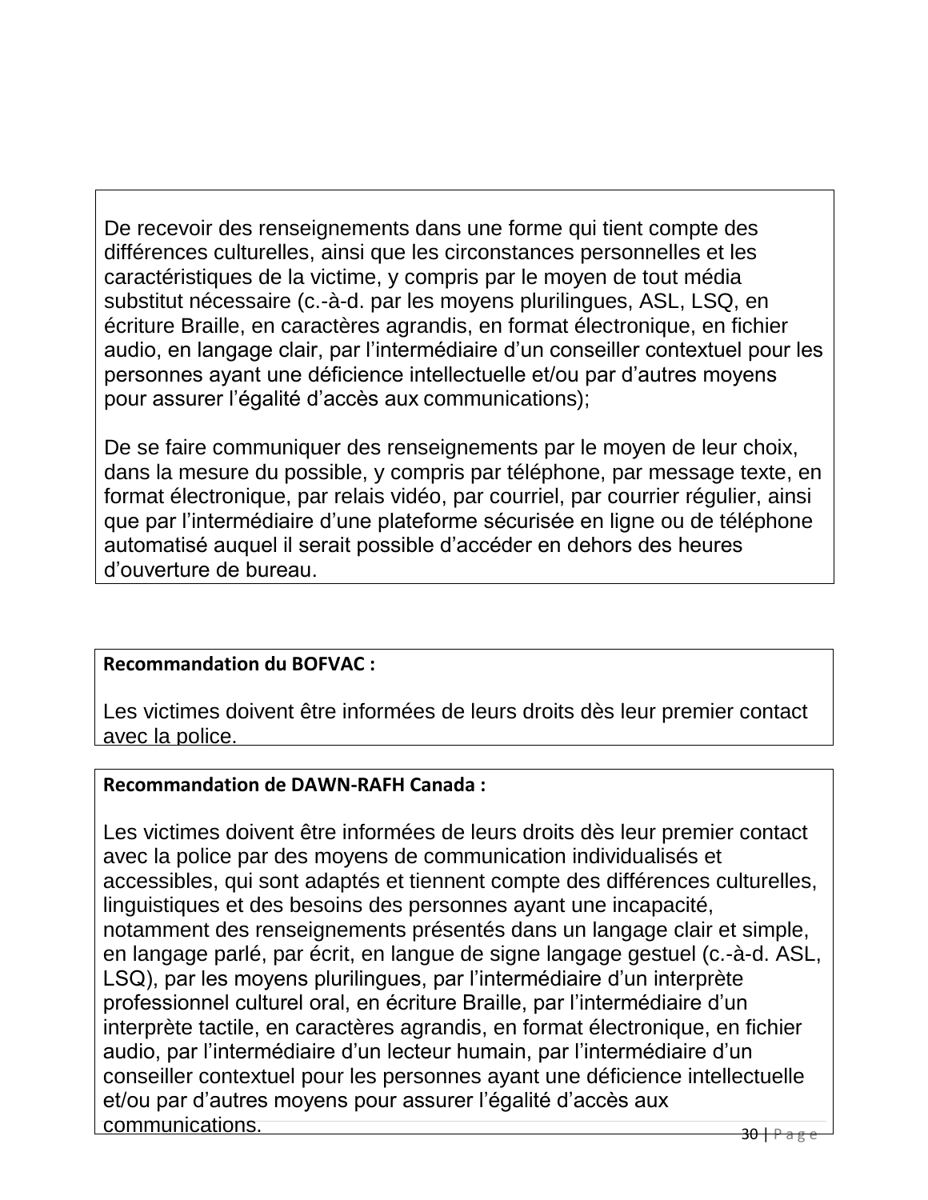De recevoir des renseignements dans une forme qui tient compte des différences culturelles, ainsi que les circonstances personnelles et les caractéristiques de la victime, y compris par le moyen de tout média substitut nécessaire (c.-à-d. par les moyens plurilingues, ASL, LSQ, en écriture Braille, en caractères agrandis, en format électronique, en fichier audio, en langage clair, par l'intermédiaire d'un conseiller contextuel pour les personnes ayant une déficience intellectuelle et/ou par d'autres moyens pour assurer l'égalité d'accès aux communications);

De se faire communiquer des renseignements par le moyen de leur choix, dans la mesure du possible, y compris par téléphone, par message texte, en format électronique, par relais vidéo, par courriel, par courrier régulier, ainsi que par l'intermédiaire d'une plateforme sécurisée en ligne ou de téléphone automatisé auquel il serait possible d'accéder en dehors des heures d'ouverture de bureau.

**Recommandation du BOFVAC :**

Les victimes doivent être informées de leurs droits dès leur premier contact avec la police.

**Recommandation de DAWN-RAFH Canada :**

Les victimes doivent être informées de leurs droits dès leur premier contact avec la police par des moyens de communication individualisés et accessibles, qui sont adaptés et tiennent compte des différences culturelles, linguistiques et des besoins des personnes ayant une incapacité, notamment des renseignements présentés dans un langage clair et simple, en langage parlé, par écrit, en langue de signe langage gestuel (c.-à-d. ASL, LSQ), par les moyens plurilingues, par l'intermédiaire d'un interprète professionnel culturel oral, en écriture Braille, par l'intermédiaire d'un interprète tactile, en caractères agrandis, en format électronique, en fichier audio, par l'intermédiaire d'un lecteur humain, par l'intermédiaire d'un conseiller contextuel pour les personnes ayant une déficience intellectuelle et/ou par d'autres moyens pour assurer l'égalité d'accès aux communications.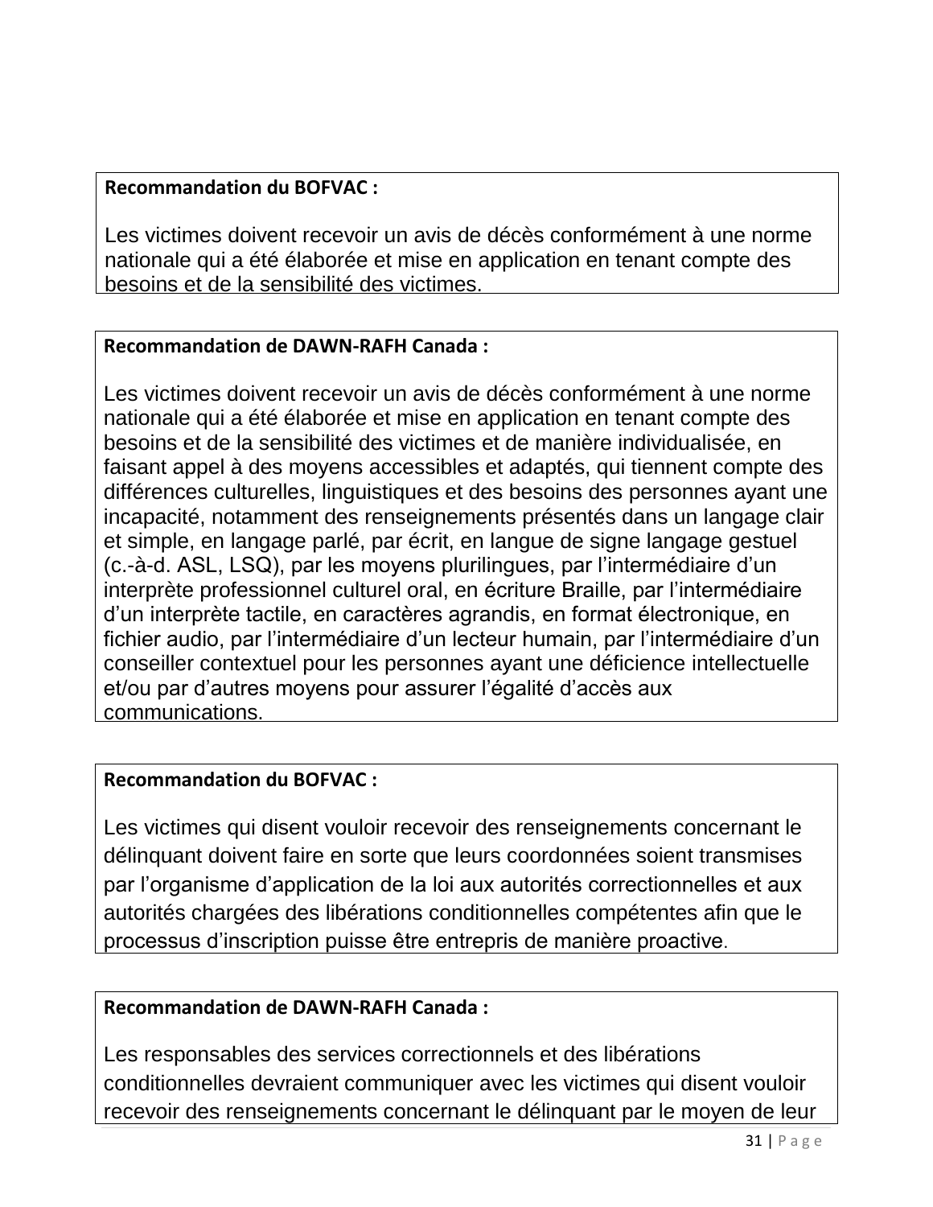**Recommandation du BOFVAC :**

Les victimes doivent recevoir un avis de décès conformément à une norme nationale qui a été élaborée et mise en application en tenant compte des besoins et de la sensibilité des victimes.

**Recommandation de DAWN-RAFH Canada :**

Les victimes doivent recevoir un avis de décès conformément à une norme nationale qui a été élaborée et mise en application en tenant compte des besoins et de la sensibilité des victimes et de manière individualisée, en faisant appel à des moyens accessibles et adaptés, qui tiennent compte des différences culturelles, linguistiques et des besoins des personnes ayant une incapacité, notamment des renseignements présentés dans un langage clair et simple, en langage parlé, par écrit, en langue de signe langage gestuel (c.-à-d. ASL, LSQ), par les moyens plurilingues, par l'intermédiaire d'un interprète professionnel culturel oral, en écriture Braille, par l'intermédiaire d'un interprète tactile, en caractères agrandis, en format électronique, en fichier audio, par l'intermédiaire d'un lecteur humain, par l'intermédiaire d'un conseiller contextuel pour les personnes ayant une déficience intellectuelle et/ou par d'autres moyens pour assurer l'égalité d'accès aux communications.

**Recommandation du BOFVAC :**

Les victimes qui disent vouloir recevoir des renseignements concernant le délinquant doivent faire en sorte que leurs coordonnées soient transmises par l'organisme d'application de la loi aux autorités correctionnelles et aux autorités chargées des libérations conditionnelles compétentes afin que le processus d'inscription puisse être entrepris de manière proactive.

**Recommandation de DAWN-RAFH Canada :**

Les responsables des services correctionnels et des libérations conditionnelles devraient communiquer avec les victimes qui disent vouloir recevoir des renseignements concernant le délinquant par le moyen de leur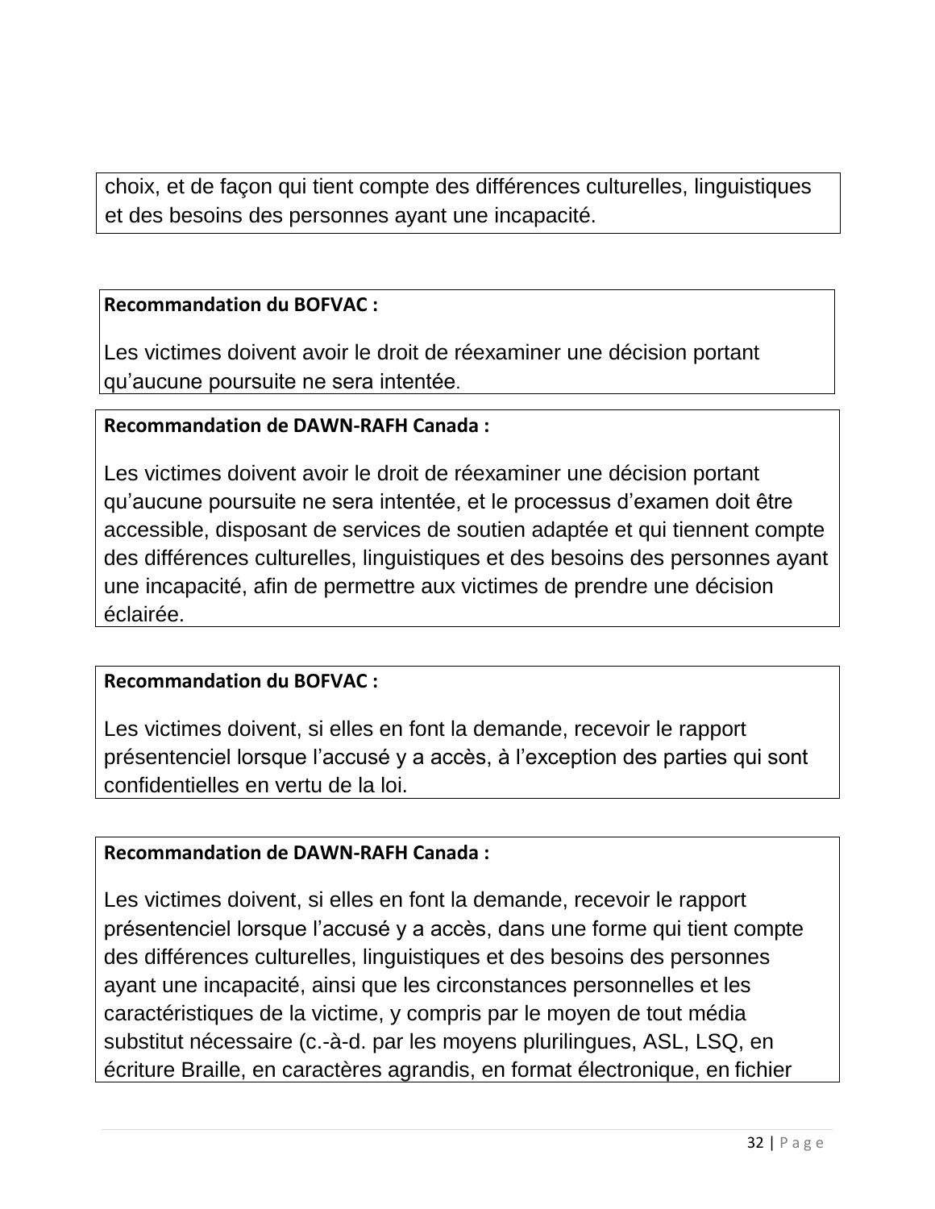choix, et de façon qui tient compte des différences culturelles, linguistiques et des besoins des personnes ayant une incapacité.

**Recommandation du BOFVAC :**

Les victimes doivent avoir le droit de réexaminer une décision portant qu'aucune poursuite ne sera intentée.

**Recommandation de DAWN-RAFH Canada :**

Les victimes doivent avoir le droit de réexaminer une décision portant qu'aucune poursuite ne sera intentée, et le processus d'examen doit être accessible, disposant de services de soutien adaptée et qui tiennent compte des différences culturelles, linguistiques et des besoins des personnes ayant une incapacité, afin de permettre aux victimes de prendre une décision éclairée.

**Recommandation du BOFVAC :**

Les victimes doivent, si elles en font la demande, recevoir le rapport présentenciel lorsque l'accusé y a accès, à l'exception des parties qui sont confidentielles en vertu de la loi.

**Recommandation de DAWN-RAFH Canada :**

Les victimes doivent, si elles en font la demande, recevoir le rapport présentenciel lorsque l'accusé y a accès, dans une forme qui tient compte des différences culturelles, linguistiques et des besoins des personnes ayant une incapacité, ainsi que les circonstances personnelles et les caractéristiques de la victime, y compris par le moyen de tout média substitut nécessaire (c.-à-d. par les moyens plurilingues, ASL, LSQ, en écriture Braille, en caractères agrandis, en format électronique, en fichier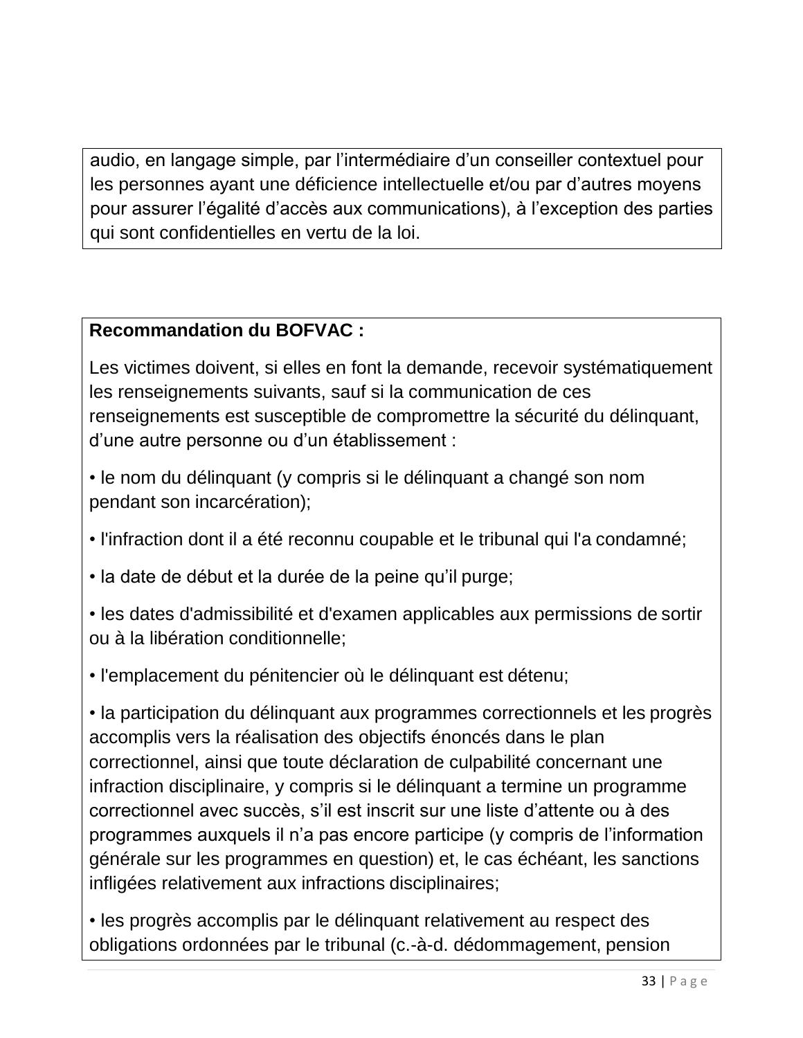audio, en langage simple, par l'intermédiaire d'un conseiller contextuel pour les personnes ayant une déficience intellectuelle et/ou par d'autres moyens pour assurer l'égalité d'accès aux communications), à l'exception des parties qui sont confidentielles en vertu de la loi.

**Recommandation du BOFVAC :**

Les victimes doivent, si elles en font la demande, recevoir systématiquement les renseignements suivants, sauf si la communication de ces renseignements est susceptible de compromettre la sécurité du délinquant, d'une autre personne ou d'un établissement :

- le nom du délinquant (y compris si le délinquant a changé son nom pendant son incarcération);
- l'infraction dont il a été reconnu coupable et le tribunal qui l'a condamné;
- la date de début et la durée de la peine qu'il purge;
- les dates d'admissibilité et d'examen applicables aux permissions de sortir ou à la libération conditionnelle;
- l'emplacement du pénitencier où le délinquant est détenu;
- la participation du délinquant aux programmes correctionnels et les progrès accomplis vers la réalisation des objectifs énoncés dans le plan correctionnel, ainsi que toute déclaration de culpabilité concernant une infraction disciplinaire, y compris si le délinquant a termine un programme correctionnel avec succès, s'il est inscrit sur une liste d'attente ou à des programmes auxquels il n'a pas encore participe (y compris de l'information générale sur les programmes en question) et, le cas échéant, les sanctions infligées relativement aux infractions disciplinaires;
- les progrès accomplis par le délinquant relativement au respect des obligations ordonnées par le tribunal (c.-à-d. dédommagement, pension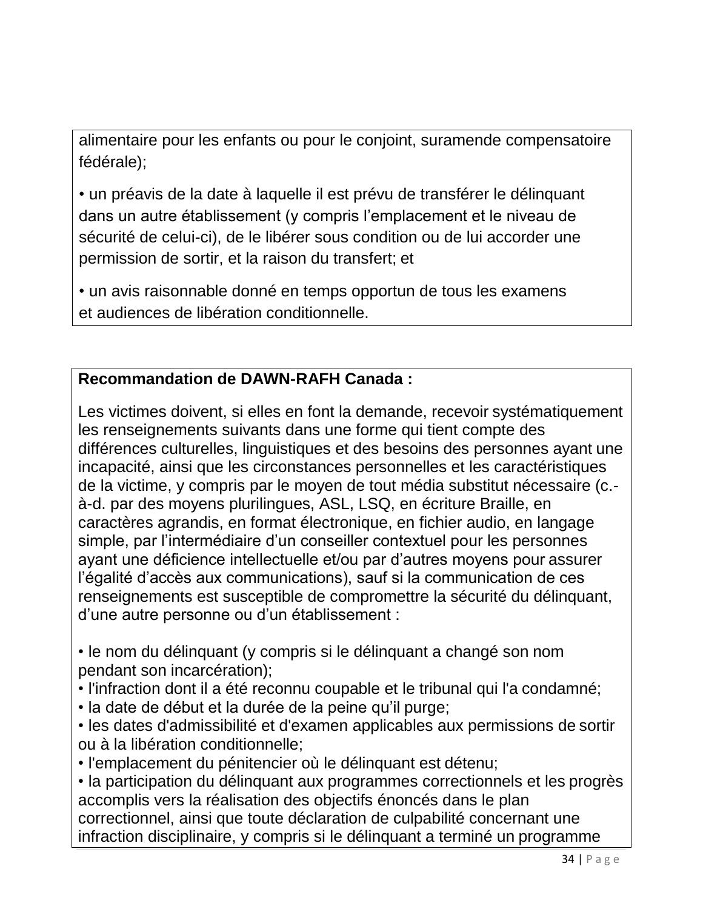alimentaire pour les enfants ou pour le conjoint, suramende compensatoire fédérale);

• un préavis de la date à laquelle il est prévu de transférer le délinquant dans un autre établissement (y compris l'emplacement et le niveau de sécurité de celui-ci), de le libérer sous condition ou de lui accorder une permission de sortir, et la raison du transfert; et

• un avis raisonnable donné en temps opportun de tous les examens et audiences de libération conditionnelle.

**Recommandation de DAWN-RAFH Canada :**

Les victimes doivent, si elles en font la demande, recevoir systématiquement les renseignements suivants dans une forme qui tient compte des différences culturelles, linguistiques et des besoins des personnes ayant une incapacité, ainsi que les circonstances personnelles et les caractéristiques de la victime, y compris par le moyen de tout média substitut nécessaire (c.-à-d. par des moyens plurilingues, ASL, LSQ, en écriture Braille, en caractères agrandis, en format électronique, en fichier audio, en langage simple, par l'intermédiaire d'un conseiller contextuel pour les personnes ayant une déficience intellectuelle et/ou par d'autres moyens pour assurer l'égalité d'accès aux communications), sauf si la communication de ces renseignements est susceptible de compromettre la sécurité du délinquant, d'une autre personne ou d'un établissement :

• le nom du délinquant (y compris si le délinquant a changé son nom pendant son incarcération);
• l'infraction dont il a été reconnu coupable et le tribunal qui l'a condamné;
• la date de début et la durée de la peine qu'il purge;
• les dates d'admissibilité et d'examen applicables aux permissions de sortir ou à la libération conditionnelle;
• l'emplacement du pénitencier où le délinquant est détenu;
• la participation du délinquant aux programmes correctionnels et les progrès accomplis vers la réalisation des objectifs énoncés dans le plan correctionnel, ainsi que toute déclaration de culpabilité concernant une infraction disciplinaire, y compris si le délinquant a terminé un programme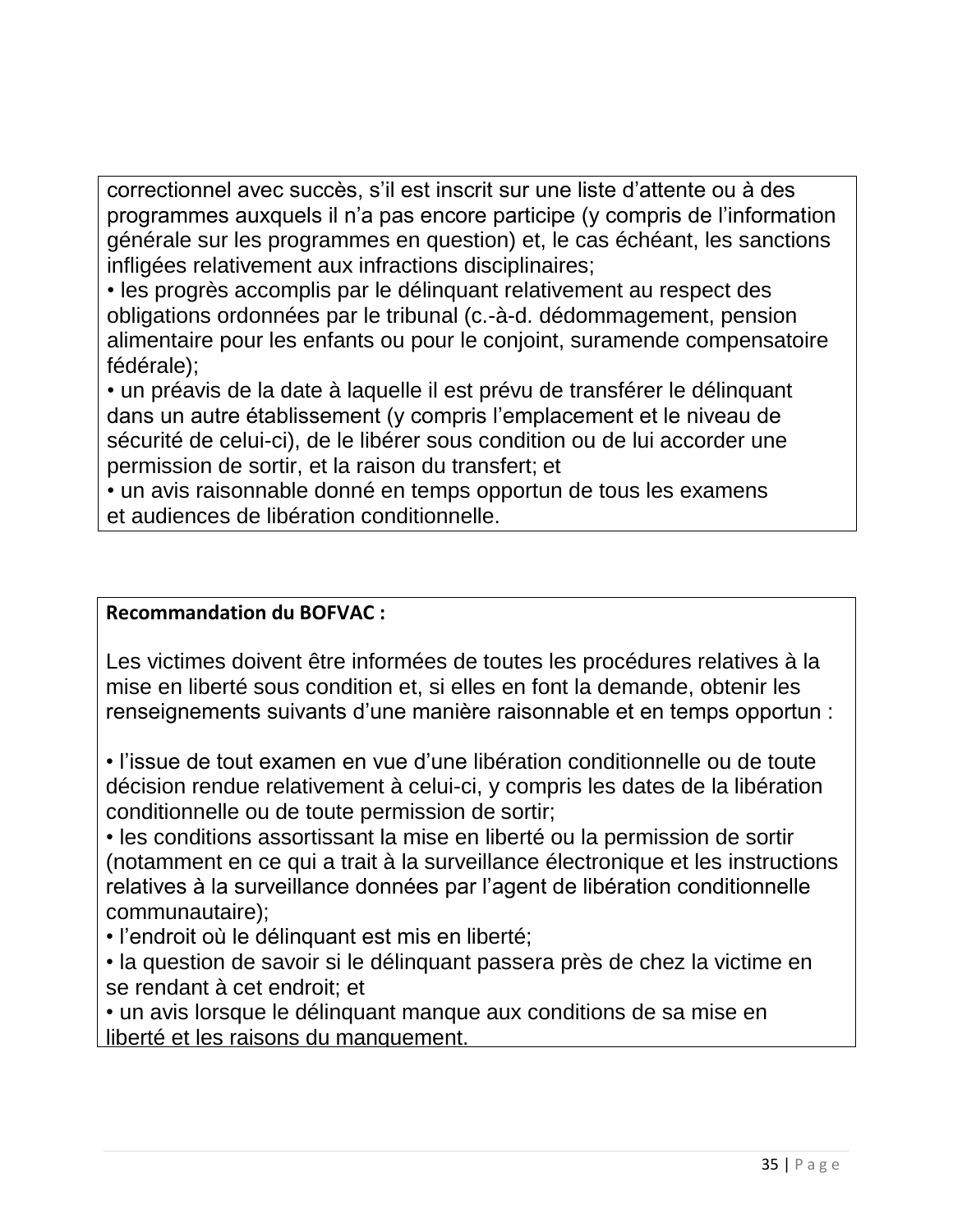correctionnel avec succès, s'il est inscrit sur une liste d'attente ou à des programmes auxquels il n'a pas encore participe (y compris de l'information générale sur les programmes en question) et, le cas échéant, les sanctions infligées relativement aux infractions disciplinaires;

- les progrès accomplis par le délinquant relativement au respect des obligations ordonnées par le tribunal (c.-à-d. dédommagement, pension alimentaire pour les enfants ou pour le conjoint, suramende compensatoire fédérale);
- un préavis de la date à laquelle il est prévu de transférer le délinquant dans un autre établissement (y compris l'emplacement et le niveau de sécurité de celui-ci), de le libérer sous condition ou de lui accorder une permission de sortir, et la raison du transfert; et
- un avis raisonnable donné en temps opportun de tous les examens et audiences de libération conditionnelle.

**Recommandation du BOFVAC :**

Les victimes doivent être informées de toutes les procédures relatives à la mise en liberté sous condition et, si elles en font la demande, obtenir les renseignements suivants d'une manière raisonnable et en temps opportun :

- l'issue de tout examen en vue d'une libération conditionnelle ou de toute décision rendue relativement à celui-ci, y compris les dates de la libération conditionnelle ou de toute permission de sortir;
- les conditions assortissant la mise en liberté ou la permission de sortir (notamment en ce qui a trait à la surveillance électronique et les instructions relatives à la surveillance données par l'agent de libération conditionnelle communautaire);
- l'endroit où le délinquant est mis en liberté;
- la question de savoir si le délinquant passera près de chez la victime en se rendant à cet endroit; et
- un avis lorsque le délinquant manque aux conditions de sa mise en liberté et les raisons du manquement.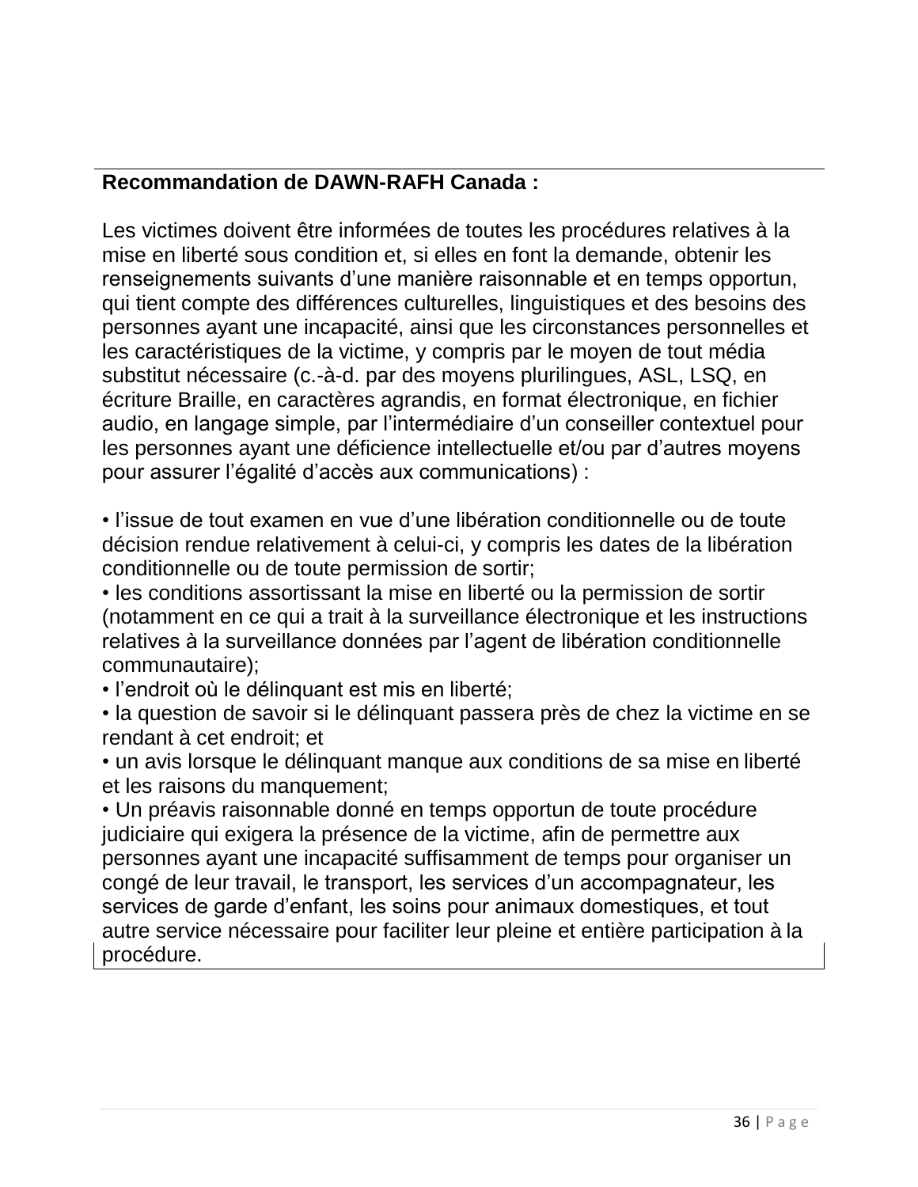**Recommandation de DAWN-RAFH Canada :**

Les victimes doivent être informées de toutes les procédures relatives à la mise en liberté sous condition et, si elles en font la demande, obtenir les renseignements suivants d'une manière raisonnable et en temps opportun, qui tient compte des différences culturelles, linguistiques et des besoins des personnes ayant une incapacité, ainsi que les circonstances personnelles et les caractéristiques de la victime, y compris par le moyen de tout média substitut nécessaire (c.-à-d. par des moyens plurilingues, ASL, LSQ, en écriture Braille, en caractères agrandis, en format électronique, en fichier audio, en langage simple, par l'intermédiaire d'un conseiller contextuel pour les personnes ayant une déficience intellectuelle et/ou par d'autres moyens pour assurer l'égalité d'accès aux communications) :

- l'issue de tout examen en vue d'une libération conditionnelle ou de toute décision rendue relativement à celui-ci, y compris les dates de la libération conditionnelle ou de toute permission de sortir;
- les conditions assortissant la mise en liberté ou la permission de sortir (notamment en ce qui a trait à la surveillance électronique et les instructions relatives à la surveillance données par l'agent de libération conditionnelle communautaire);
- l'endroit où le délinquant est mis en liberté;
- la question de savoir si le délinquant passera près de chez la victime en se rendant à cet endroit; et
- un avis lorsque le délinquant manque aux conditions de sa mise en liberté et les raisons du manquement;
- Un préavis raisonnable donné en temps opportun de toute procédure judiciaire qui exigera la présence de la victime, afin de permettre aux personnes ayant une incapacité suffisamment de temps pour organiser un congé de leur travail, le transport, les services d'un accompagnateur, les services de garde d'enfant, les soins pour animaux domestiques, et tout autre service nécessaire pour faciliter leur pleine et entière participation à la procédure.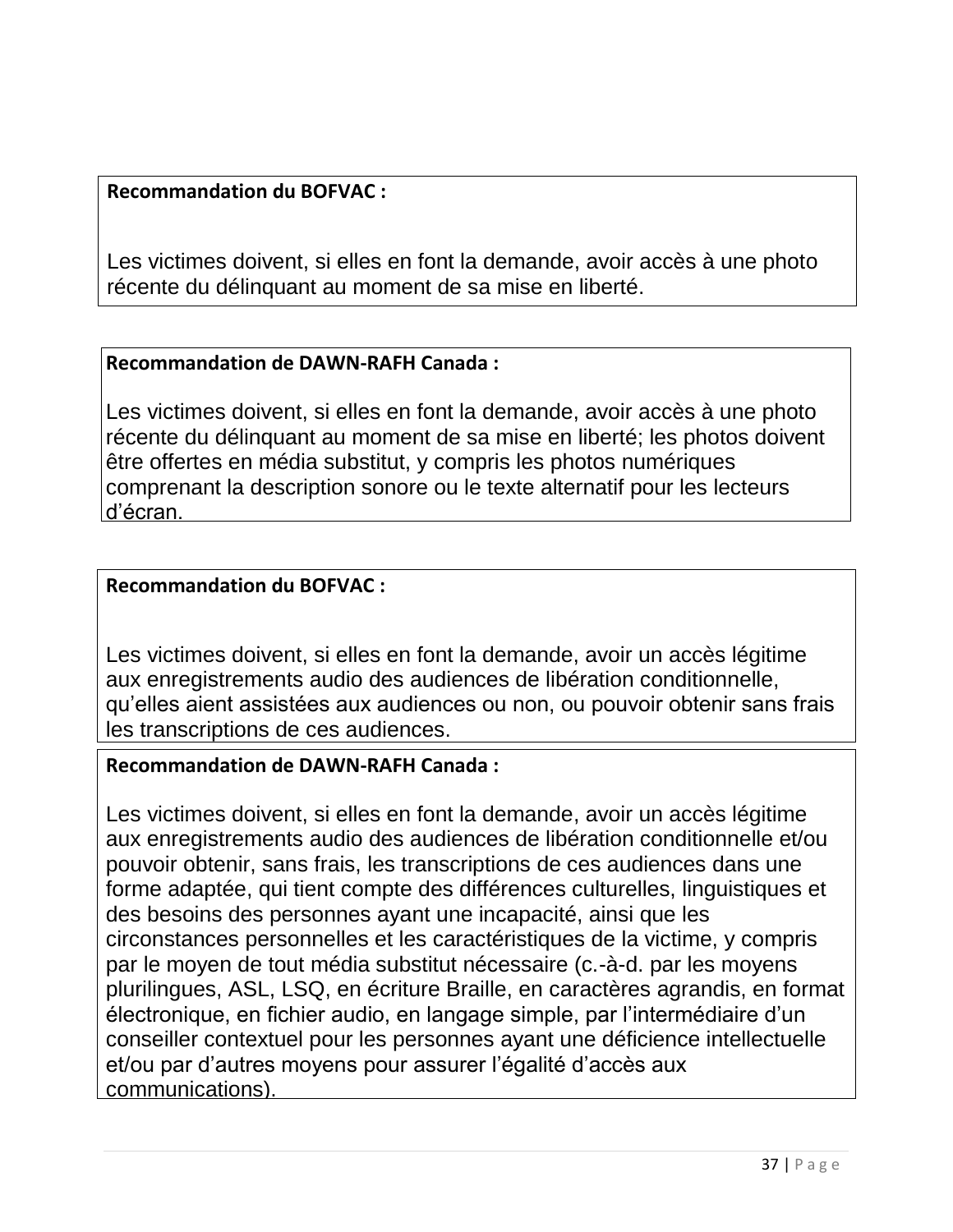**Recommandation du BOFVAC :**

Les victimes doivent, si elles en font la demande, avoir accès à une photo récente du délinquant au moment de sa mise en liberté.

**Recommandation de DAWN-RAFH Canada :**

Les victimes doivent, si elles en font la demande, avoir accès à une photo récente du délinquant au moment de sa mise en liberté; les photos doivent être offertes en média substitut, y compris les photos numériques comprenant la description sonore ou le texte alternatif pour les lecteurs d'écran.

**Recommandation du BOFVAC :**

Les victimes doivent, si elles en font la demande, avoir un accès légitime aux enregistrements audio des audiences de libération conditionnelle, qu'elles aient assistées aux audiences ou non, ou pouvoir obtenir sans frais les transcriptions de ces audiences.

**Recommandation de DAWN-RAFH Canada :**

Les victimes doivent, si elles en font la demande, avoir un accès légitime aux enregistrements audio des audiences de libération conditionnelle et/ou pouvoir obtenir, sans frais, les transcriptions de ces audiences dans une forme adaptée, qui tient compte des différences culturelles, linguistiques et des besoins des personnes ayant une incapacité, ainsi que les circonstances personnelles et les caractéristiques de la victime, y compris par le moyen de tout média substitut nécessaire (c.-à-d. par les moyens plurilingues, ASL, LSQ, en écriture Braille, en caractères agrandis, en format électronique, en fichier audio, en langage simple, par l'intermédiaire d'un conseiller contextuel pour les personnes ayant une déficience intellectuelle et/ou par d'autres moyens pour assurer l'égalité d'accès aux communications).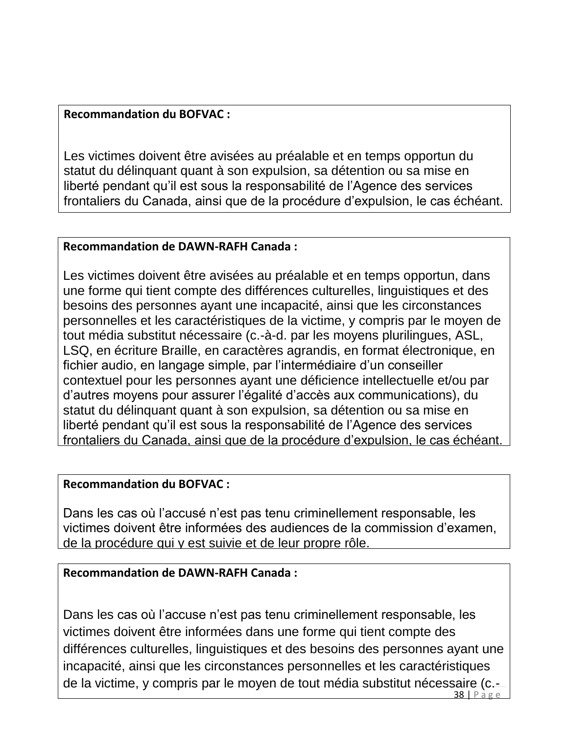**Recommandation du BOFVAC :**

Les victimes doivent être avisées au préalable et en temps opportun du statut du délinquant quant à son expulsion, sa détention ou sa mise en liberté pendant qu'il est sous la responsabilité de l'Agence des services frontaliers du Canada, ainsi que de la procédure d'expulsion, le cas échéant.

**Recommandation de DAWN-RAFH Canada :**

Les victimes doivent être avisées au préalable et en temps opportun, dans une forme qui tient compte des différences culturelles, linguistiques et des besoins des personnes ayant une incapacité, ainsi que les circonstances personnelles et les caractéristiques de la victime, y compris par le moyen de tout média substitut nécessaire (c.-à-d. par les moyens plurilingues, ASL, LSQ, en écriture Braille, en caractères agrandis, en format électronique, en fichier audio, en langage simple, par l'intermédiaire d'un conseiller contextuel pour les personnes ayant une déficience intellectuelle et/ou par d'autres moyens pour assurer l'égalité d'accès aux communications), du statut du délinquant quant à son expulsion, sa détention ou sa mise en liberté pendant qu'il est sous la responsabilité de l'Agence des services frontaliers du Canada, ainsi que de la procédure d'expulsion, le cas échéant.

**Recommandation du BOFVAC :**

Dans les cas où l'accusé n'est pas tenu criminellement responsable, les victimes doivent être informées des audiences de la commission d'examen, de la procédure qui y est suivie et de leur propre rôle.

**Recommandation de DAWN-RAFH Canada :**

Dans les cas où l'accuse n'est pas tenu criminellement responsable, les victimes doivent être informées dans une forme qui tient compte des différences culturelles, linguistiques et des besoins des personnes ayant une incapacité, ainsi que les circonstances personnelles et les caractéristiques de la victime, y compris par le moyen de tout média substitut nécessaire (c.-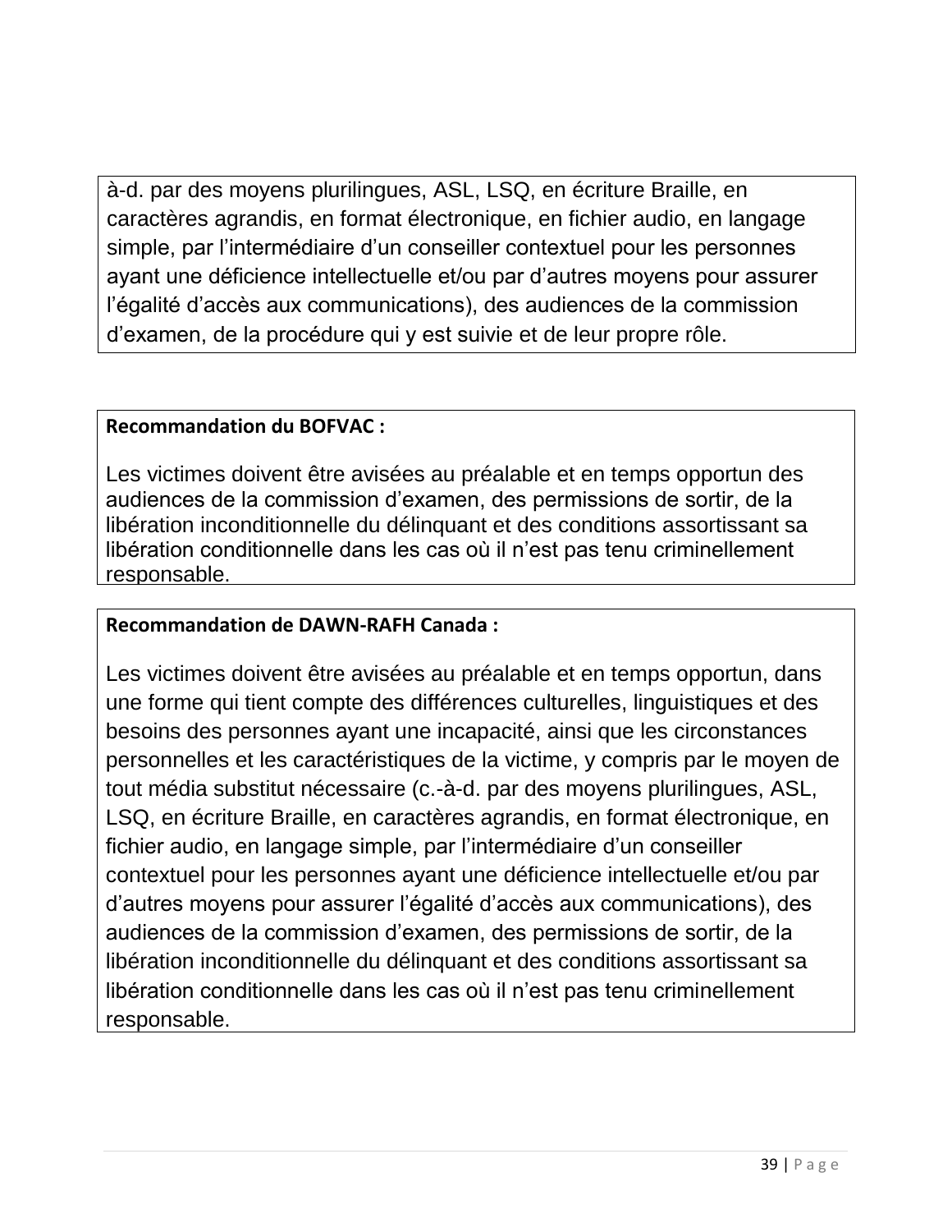à-d. par des moyens plurilingues, ASL, LSQ, en écriture Braille, en caractères agrandis, en format électronique, en fichier audio, en langage simple, par l'intermédiaire d'un conseiller contextuel pour les personnes ayant une déficience intellectuelle et/ou par d'autres moyens pour assurer l'égalité d'accès aux communications), des audiences de la commission d'examen, de la procédure qui y est suivie et de leur propre rôle.

**Recommandation du BOFVAC :**

Les victimes doivent être avisées au préalable et en temps opportun des audiences de la commission d'examen, des permissions de sortir, de la libération inconditionnelle du délinquant et des conditions assortissant sa libération conditionnelle dans les cas où il n'est pas tenu criminellement responsable.

**Recommandation de DAWN-RAFH Canada :**

Les victimes doivent être avisées au préalable et en temps opportun, dans une forme qui tient compte des différences culturelles, linguistiques et des besoins des personnes ayant une incapacité, ainsi que les circonstances personnelles et les caractéristiques de la victime, y compris par le moyen de tout média substitut nécessaire (c.-à-d. par des moyens plurilingues, ASL, LSQ, en écriture Braille, en caractères agrandis, en format électronique, en fichier audio, en langage simple, par l'intermédiaire d'un conseiller contextuel pour les personnes ayant une déficience intellectuelle et/ou par d'autres moyens pour assurer l'égalité d'accès aux communications), des audiences de la commission d'examen, des permissions de sortir, de la libération inconditionnelle du délinquant et des conditions assortissant sa libération conditionnelle dans les cas où il n'est pas tenu criminellement responsable.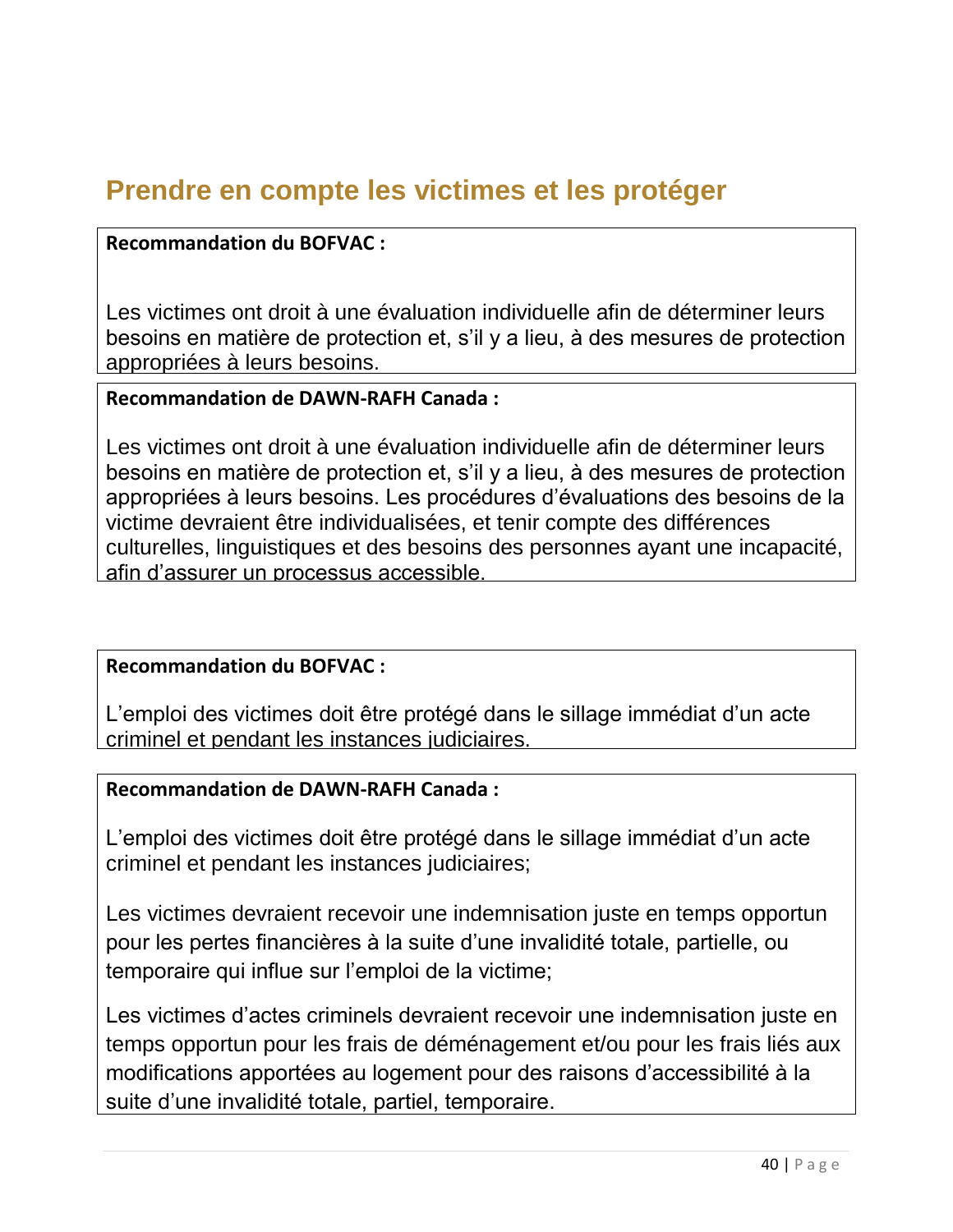## Prendre en compte les victimes et les protéger

**Recommandation du BOFVAC :**

Les victimes ont droit à une évaluation individuelle afin de déterminer leurs besoins en matière de protection et, s'il y a lieu, à des mesures de protection appropriées à leurs besoins.

**Recommandation de DAWN-RAFH Canada :**

Les victimes ont droit à une évaluation individuelle afin de déterminer leurs besoins en matière de protection et, s'il y a lieu, à des mesures de protection appropriées à leurs besoins. Les procédures d'évaluations des besoins de la victime devraient être individualisées, et tenir compte des différences culturelles, linguistiques et des besoins des personnes ayant une incapacité, afin d'assurer un processus accessible.

**Recommandation du BOFVAC :**

L'emploi des victimes doit être protégé dans le sillage immédiat d'un acte criminel et pendant les instances judiciaires.

**Recommandation de DAWN-RAFH Canada :**

L'emploi des victimes doit être protégé dans le sillage immédiat d'un acte criminel et pendant les instances judiciaires;

Les victimes devraient recevoir une indemnisation juste en temps opportun pour les pertes financières à la suite d'une invalidité totale, partielle, ou temporaire qui influe sur l'emploi de la victime;

Les victimes d'actes criminels devraient recevoir une indemnisation juste en temps opportun pour les frais de déménagement et/ou pour les frais liés aux modifications apportées au logement pour des raisons d'accessibilité à la suite d'une invalidité totale, partiel, temporaire.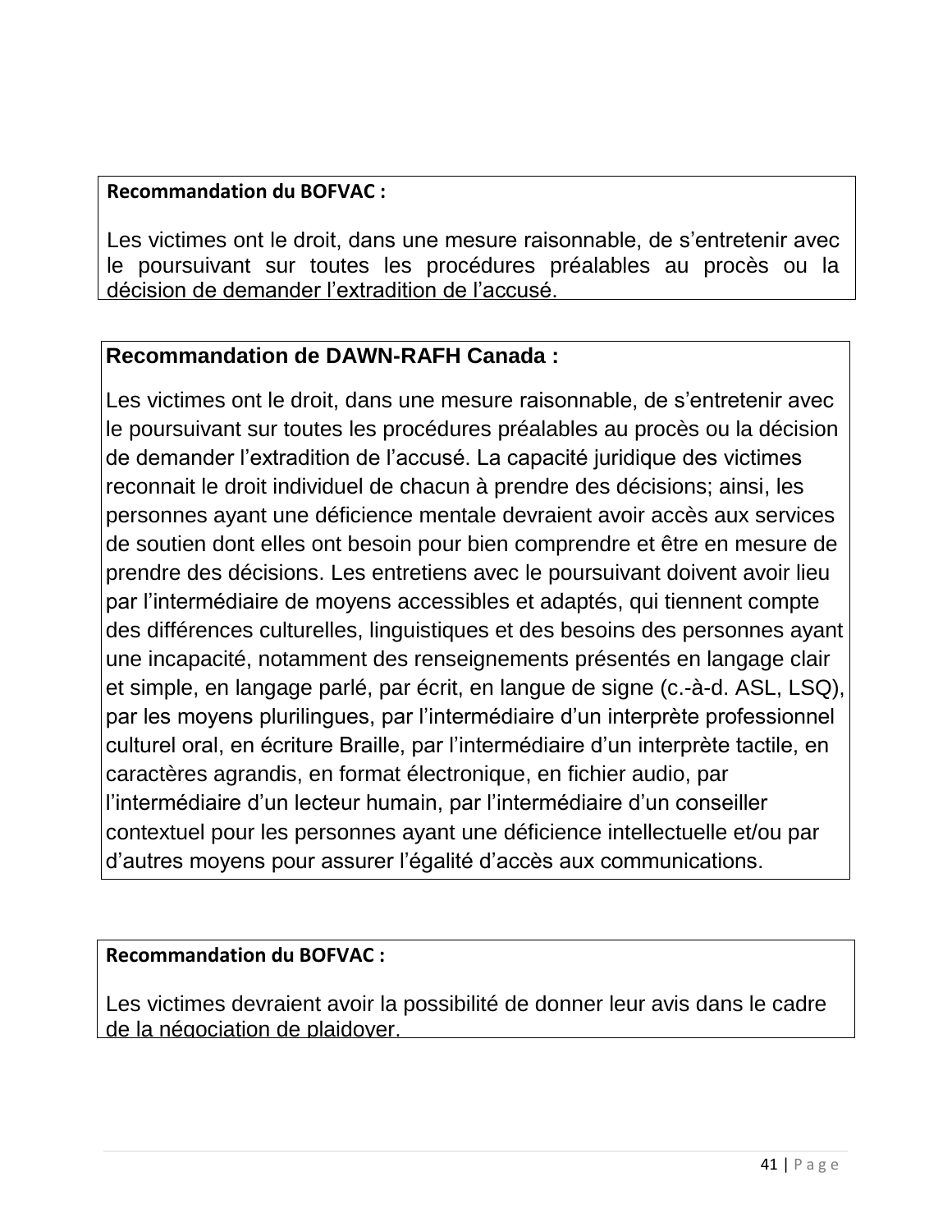**Recommandation du BOFVAC :**

Les victimes ont le droit, dans une mesure raisonnable, de s'entretenir avec le poursuivant sur toutes les procédures préalables au procès ou la décision de demander l'extradition de l'accusé.

**Recommandation de DAWN-RAFH Canada :**

Les victimes ont le droit, dans une mesure raisonnable, de s'entretenir avec le poursuivant sur toutes les procédures préalables au procès ou la décision de demander l'extradition de l'accusé. La capacité juridique des victimes reconnait le droit individuel de chacun à prendre des décisions; ainsi, les personnes ayant une déficience mentale devraient avoir accès aux services de soutien dont elles ont besoin pour bien comprendre et être en mesure de prendre des décisions. Les entretiens avec le poursuivant doivent avoir lieu par l'intermédiaire de moyens accessibles et adaptés, qui tiennent compte des différences culturelles, linguistiques et des besoins des personnes ayant une incapacité, notamment des renseignements présentés en langage clair et simple, en langage parlé, par écrit, en langue de signe (c.-à-d. ASL, LSQ), par les moyens plurilingues, par l'intermédiaire d'un interprète professionnel culturel oral, en écriture Braille, par l'intermédiaire d'un interprète tactile, en caractères agrandis, en format électronique, en fichier audio, par l'intermédiaire d'un lecteur humain, par l'intermédiaire d'un conseiller contextuel pour les personnes ayant une déficience intellectuelle et/ou par d'autres moyens pour assurer l'égalité d'accès aux communications.

**Recommandation du BOFVAC :**

Les victimes devraient avoir la possibilité de donner leur avis dans le cadre de la négociation de plaidoyer.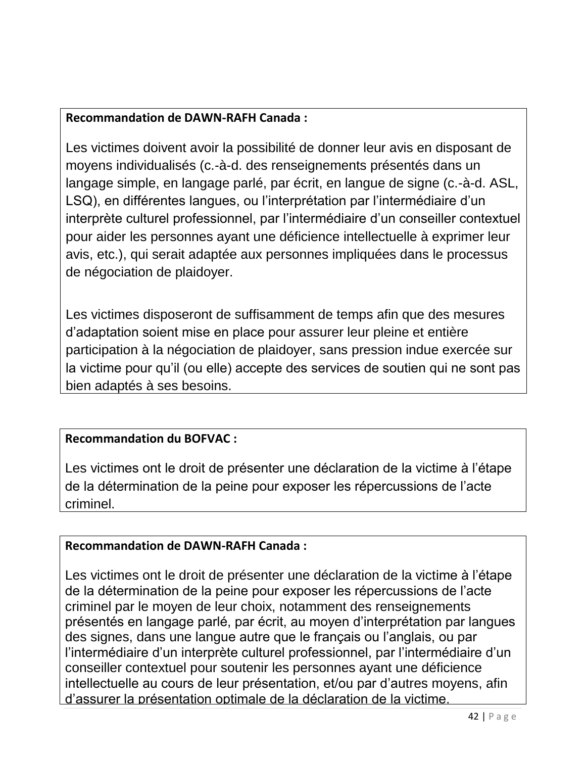**Recommandation de DAWN-RAFH Canada :**

Les victimes doivent avoir la possibilité de donner leur avis en disposant de moyens individualisés (c.-à-d. des renseignements présentés dans un langage simple, en langage parlé, par écrit, en langue de signe (c.-à-d. ASL, LSQ), en différentes langues, ou l'interprétation par l'intermédiaire d'un interprète culturel professionnel, par l'intermédiaire d'un conseiller contextuel pour aider les personnes ayant une déficience intellectuelle à exprimer leur avis, etc.), qui serait adaptée aux personnes impliquées dans le processus de négociation de plaidoyer.

Les victimes disposeront de suffisamment de temps afin que des mesures d'adaptation soient mise en place pour assurer leur pleine et entière participation à la négociation de plaidoyer, sans pression indue exercée sur la victime pour qu'il (ou elle) accepte des services de soutien qui ne sont pas bien adaptés à ses besoins.

**Recommandation du BOFVAC :**

Les victimes ont le droit de présenter une déclaration de la victime à l'étape de la détermination de la peine pour exposer les répercussions de l'acte criminel.

**Recommandation de DAWN-RAFH Canada :**

Les victimes ont le droit de présenter une déclaration de la victime à l'étape de la détermination de la peine pour exposer les répercussions de l'acte criminel par le moyen de leur choix, notamment des renseignements présentés en langage parlé, par écrit, au moyen d'interprétation par langues des signes, dans une langue autre que le français ou l'anglais, ou par l'intermédiaire d'un interprète culturel professionnel, par l'intermédiaire d'un conseiller contextuel pour soutenir les personnes ayant une déficience intellectuelle au cours de leur présentation, et/ou par d'autres moyens, afin d'assurer la présentation optimale de la déclaration de la victime.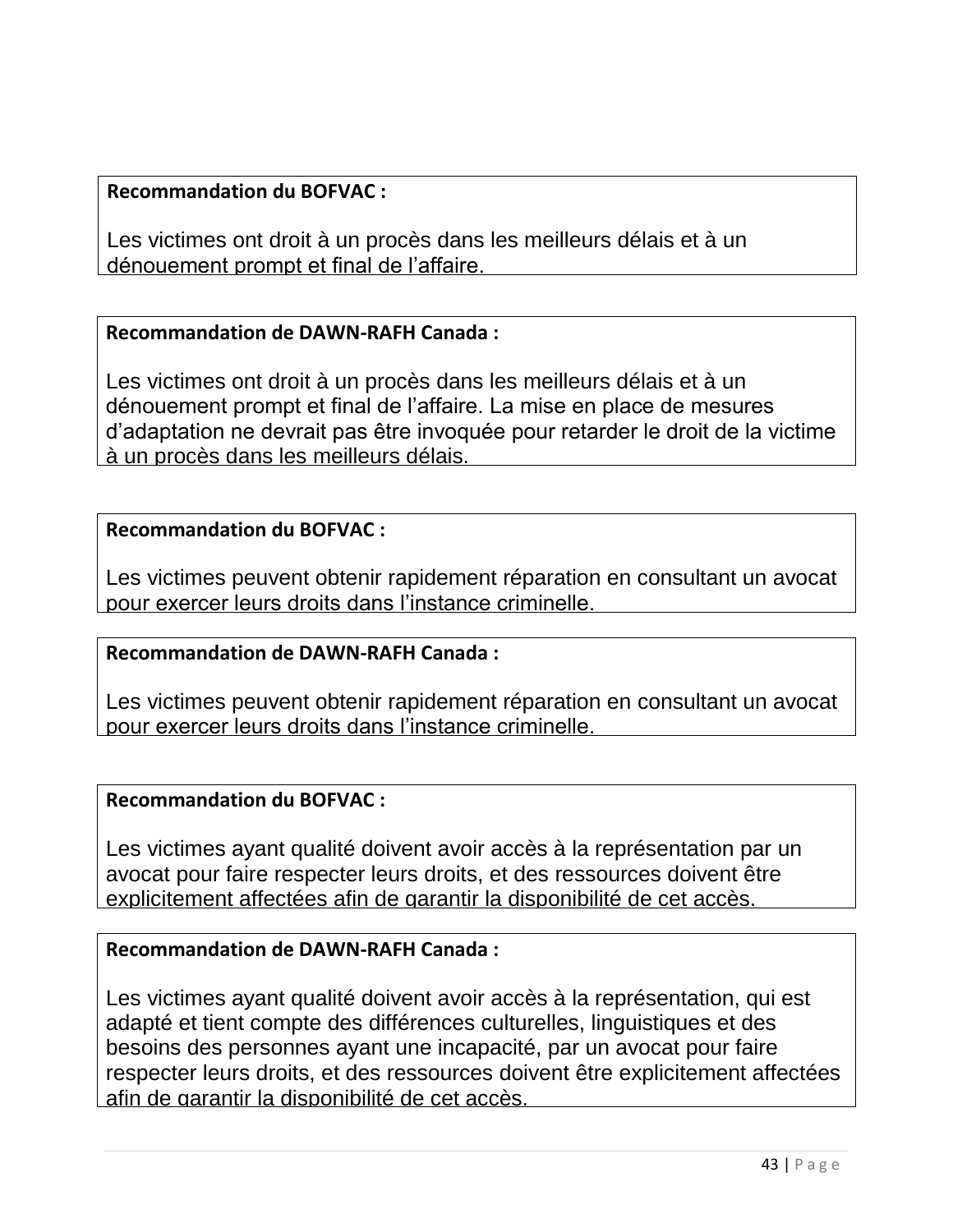**Recommandation du BOFVAC :**

Les victimes ont droit à un procès dans les meilleurs délais et à un dénouement prompt et final de l'affaire.

**Recommandation de DAWN-RAFH Canada :**

Les victimes ont droit à un procès dans les meilleurs délais et à un dénouement prompt et final de l'affaire. La mise en place de mesures d'adaptation ne devrait pas être invoquée pour retarder le droit de la victime à un procès dans les meilleurs délais.

**Recommandation du BOFVAC :**

Les victimes peuvent obtenir rapidement réparation en consultant un avocat pour exercer leurs droits dans l'instance criminelle.

**Recommandation de DAWN-RAFH Canada :**

Les victimes peuvent obtenir rapidement réparation en consultant un avocat pour exercer leurs droits dans l'instance criminelle.

**Recommandation du BOFVAC :**

Les victimes ayant qualité doivent avoir accès à la représentation par un avocat pour faire respecter leurs droits, et des ressources doivent être explicitement affectées afin de garantir la disponibilité de cet accès.

**Recommandation de DAWN-RAFH Canada :**

Les victimes ayant qualité doivent avoir accès à la représentation, qui est adapté et tient compte des différences culturelles, linguistiques et des besoins des personnes ayant une incapacité, par un avocat pour faire respecter leurs droits, et des ressources doivent être explicitement affectées afin de garantir la disponibilité de cet accès.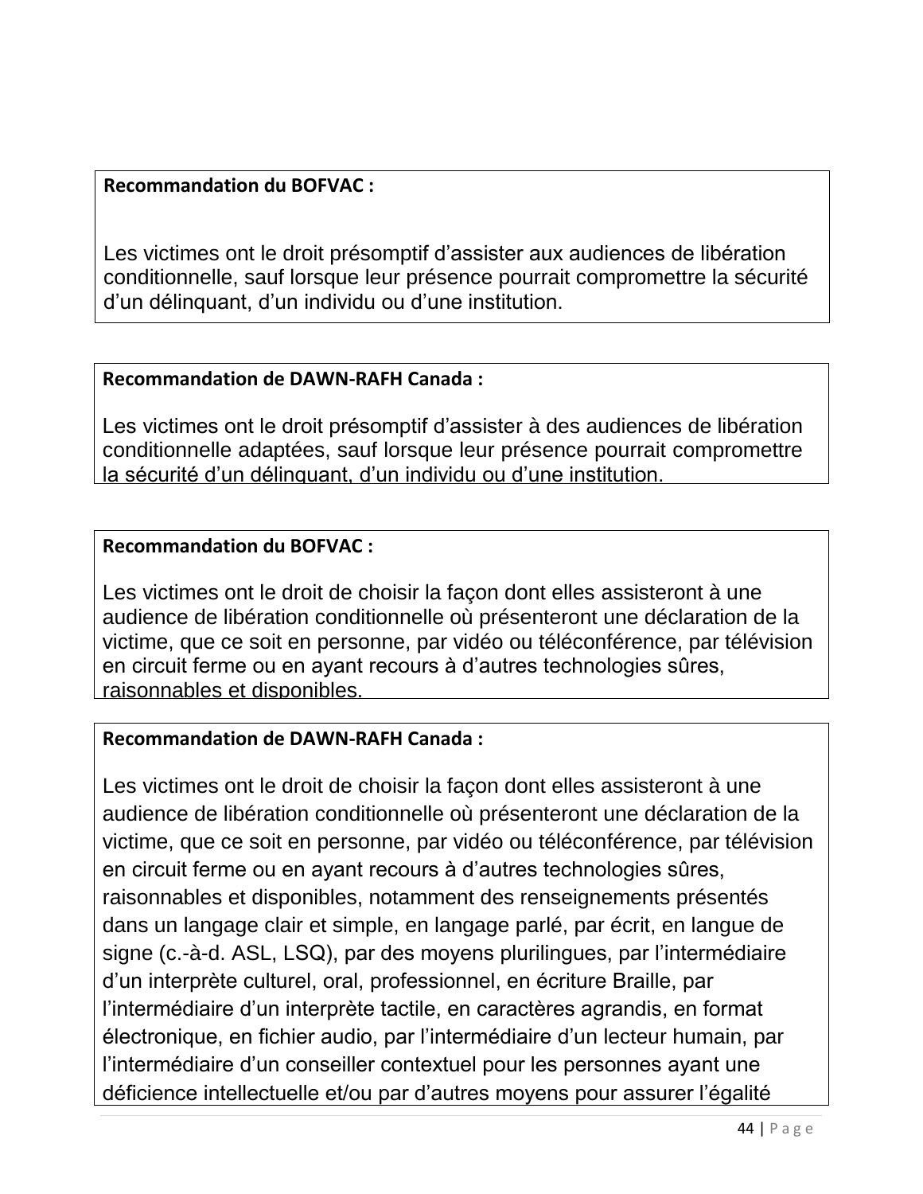**Recommandation du BOFVAC :**

Les victimes ont le droit présomptif d'assister aux audiences de libération conditionnelle, sauf lorsque leur présence pourrait compromettre la sécurité d'un délinquant, d'un individu ou d'une institution.

**Recommandation de DAWN-RAFH Canada :**

Les victimes ont le droit présomptif d'assister à des audiences de libération conditionnelle adaptées, sauf lorsque leur présence pourrait compromettre la sécurité d'un délinquant, d'un individu ou d'une institution.

**Recommandation du BOFVAC :**

Les victimes ont le droit de choisir la façon dont elles assisteront à une audience de libération conditionnelle où présenteront une déclaration de la victime, que ce soit en personne, par vidéo ou téléconférence, par télévision en circuit ferme ou en ayant recours à d'autres technologies sûres, raisonnables et disponibles.

**Recommandation de DAWN-RAFH Canada :**

Les victimes ont le droit de choisir la façon dont elles assisteront à une audience de libération conditionnelle où présenteront une déclaration de la victime, que ce soit en personne, par vidéo ou téléconférence, par télévision en circuit ferme ou en ayant recours à d'autres technologies sûres, raisonnables et disponibles, notamment des renseignements présentés dans un langage clair et simple, en langage parlé, par écrit, en langue de signe (c.-à-d. ASL, LSQ), par des moyens plurilingues, par l'intermédiaire d'un interprète culturel, oral, professionnel, en écriture Braille, par l'intermédiaire d'un interprète tactile, en caractères agrandis, en format électronique, en fichier audio, par l'intermédiaire d'un lecteur humain, par l'intermédiaire d'un conseiller contextuel pour les personnes ayant une déficience intellectuelle et/ou par d'autres moyens pour assurer l'égalité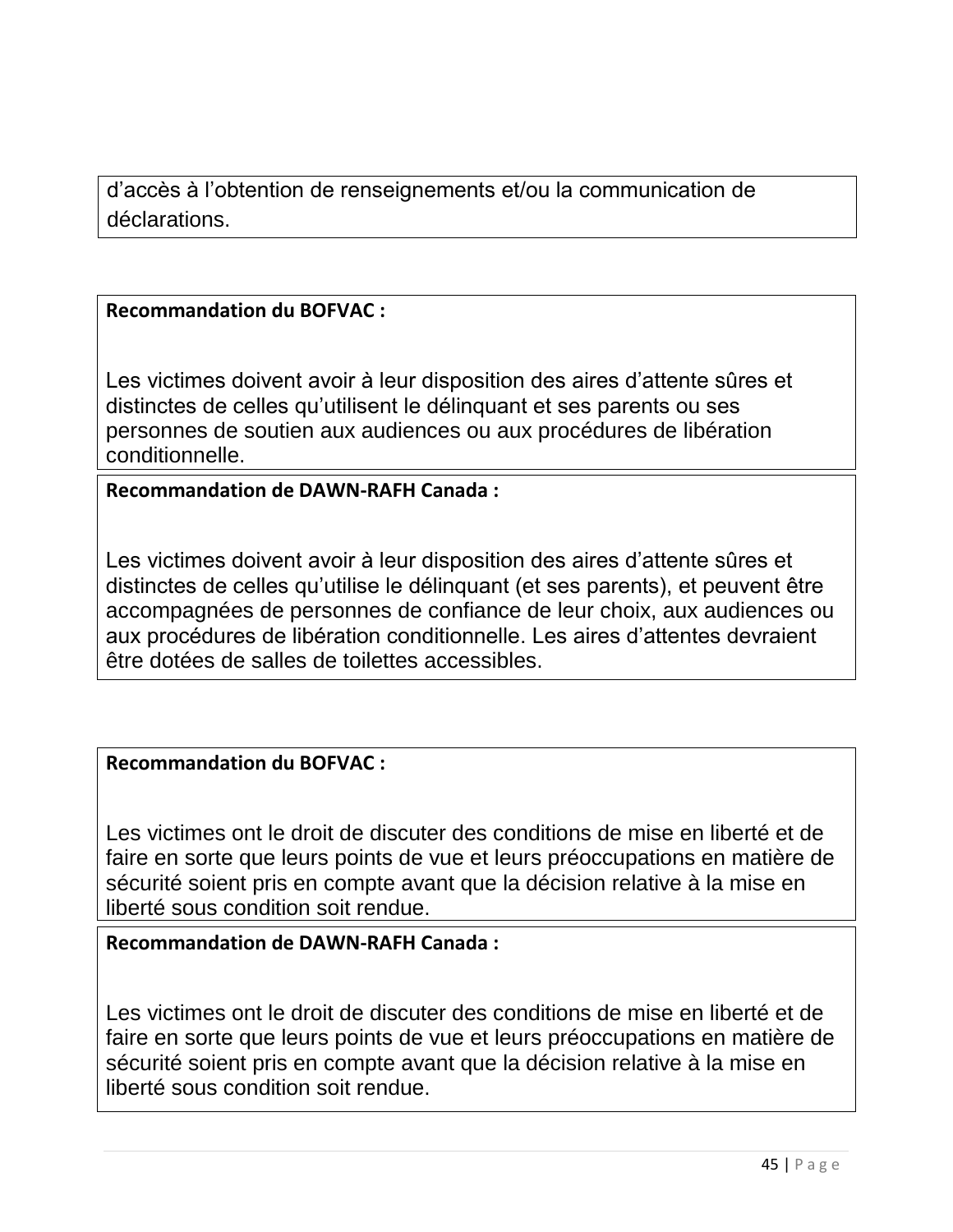d’accès à l’obtention de renseignements et/ou la communication de déclarations.

**Recommandation du BOFVAC :**

Les victimes doivent avoir à leur disposition des aires d’attente sûres et distinctes de celles qu’utilisent le délinquant et ses parents ou ses personnes de soutien aux audiences ou aux procédures de libération conditionnelle.

**Recommandation de DAWN-RAFH Canada :**

Les victimes doivent avoir à leur disposition des aires d’attente sûres et distinctes de celles qu’utilise le délinquant (et ses parents), et peuvent être accompagnées de personnes de confiance de leur choix, aux audiences ou aux procédures de libération conditionnelle. Les aires d’attentes devraient être dotées de salles de toilettes accessibles.

**Recommandation du BOFVAC :**

Les victimes ont le droit de discuter des conditions de mise en liberté et de faire en sorte que leurs points de vue et leurs préoccupations en matière de sécurité soient pris en compte avant que la décision relative à la mise en liberté sous condition soit rendue.

**Recommandation de DAWN-RAFH Canada :**

Les victimes ont le droit de discuter des conditions de mise en liberté et de faire en sorte que leurs points de vue et leurs préoccupations en matière de sécurité soient pris en compte avant que la décision relative à la mise en liberté sous condition soit rendue.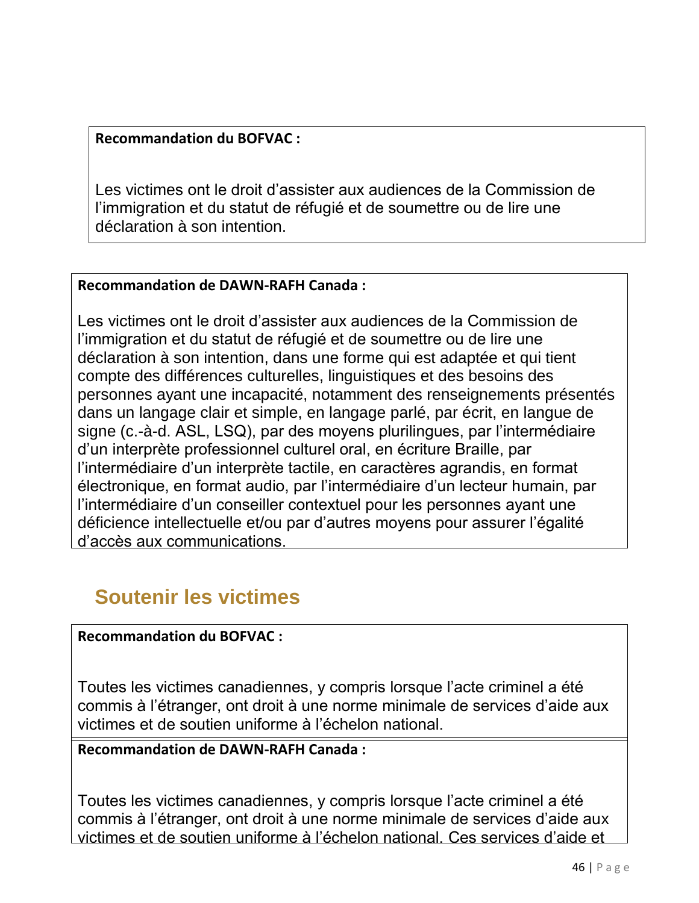**Recommandation du BOFVAC :**

Les victimes ont le droit d'assister aux audiences de la Commission de l'immigration et du statut de réfugié et de soumettre ou de lire une déclaration à son intention.

**Recommandation de DAWN-RAFH Canada :**

Les victimes ont le droit d'assister aux audiences de la Commission de l'immigration et du statut de réfugié et de soumettre ou de lire une déclaration à son intention, dans une forme qui est adaptée et qui tient compte des différences culturelles, linguistiques et des besoins des personnes ayant une incapacité, notamment des renseignements présentés dans un langage clair et simple, en langage parlé, par écrit, en langue de signe (c.-à-d. ASL, LSQ), par des moyens plurilingues, par l'intermédiaire d'un interprète professionnel culturel oral, en écriture Braille, par l'intermédiaire d'un interprète tactile, en caractères agrandis, en format électronique, en format audio, par l'intermédiaire d'un lecteur humain, par l'intermédiaire d'un conseiller contextuel pour les personnes ayant une déficience intellectuelle et/ou par d'autres moyens pour assurer l'égalité d'accès aux communications.

## Soutenir les victimes

**Recommandation du BOFVAC :**

Toutes les victimes canadiennes, y compris lorsque l'acte criminel a été commis à l'étranger, ont droit à une norme minimale de services d'aide aux victimes et de soutien uniforme à l'échelon national.

**Recommandation de DAWN-RAFH Canada :**

Toutes les victimes canadiennes, y compris lorsque l'acte criminel a été commis à l'étranger, ont droit à une norme minimale de services d'aide aux victimes et de soutien uniforme à l'échelon national. Ces services d'aide et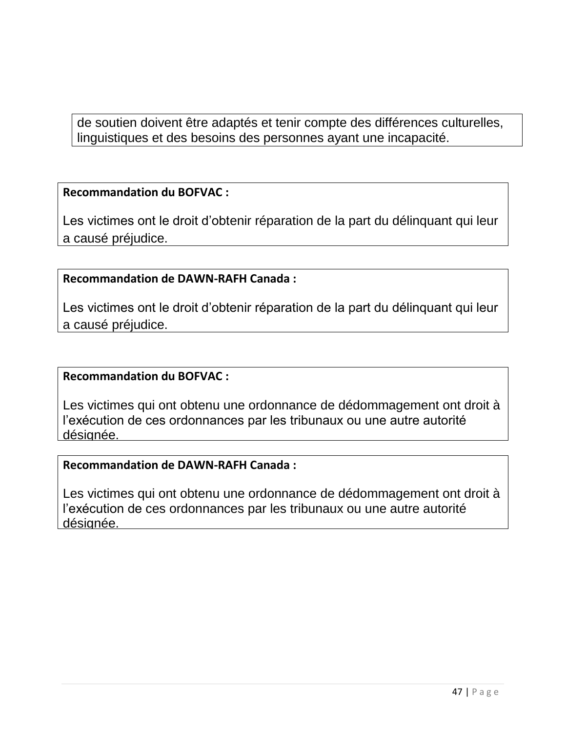de soutien doivent être adaptés et tenir compte des différences culturelles, linguistiques et des besoins des personnes ayant une incapacité.

**Recommandation du BOFVAC :**

Les victimes ont le droit d'obtenir réparation de la part du délinquant qui leur a causé préjudice.

**Recommandation de DAWN-RAFH Canada :**

Les victimes ont le droit d'obtenir réparation de la part du délinquant qui leur a causé préjudice.

**Recommandation du BOFVAC :**

Les victimes qui ont obtenu une ordonnance de dédommagement ont droit à l'exécution de ces ordonnances par les tribunaux ou une autre autorité désignée.

**Recommandation de DAWN-RAFH Canada :**

Les victimes qui ont obtenu une ordonnance de dédommagement ont droit à l'exécution de ces ordonnances par les tribunaux ou une autre autorité désignée.